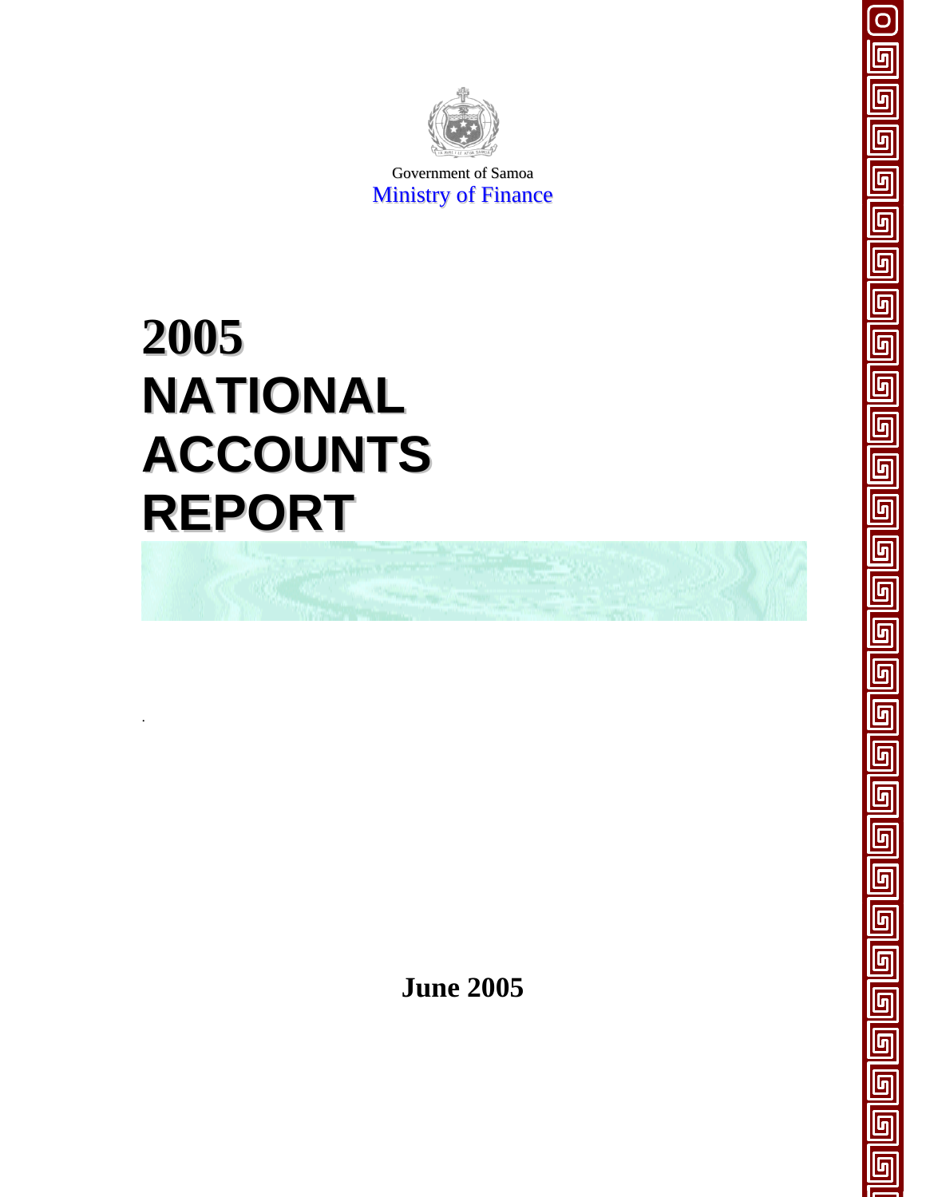Government of Samoa

Ministry of Finance

# 2005 NATIONAL ACCOUNTS REPORT

**June 2005**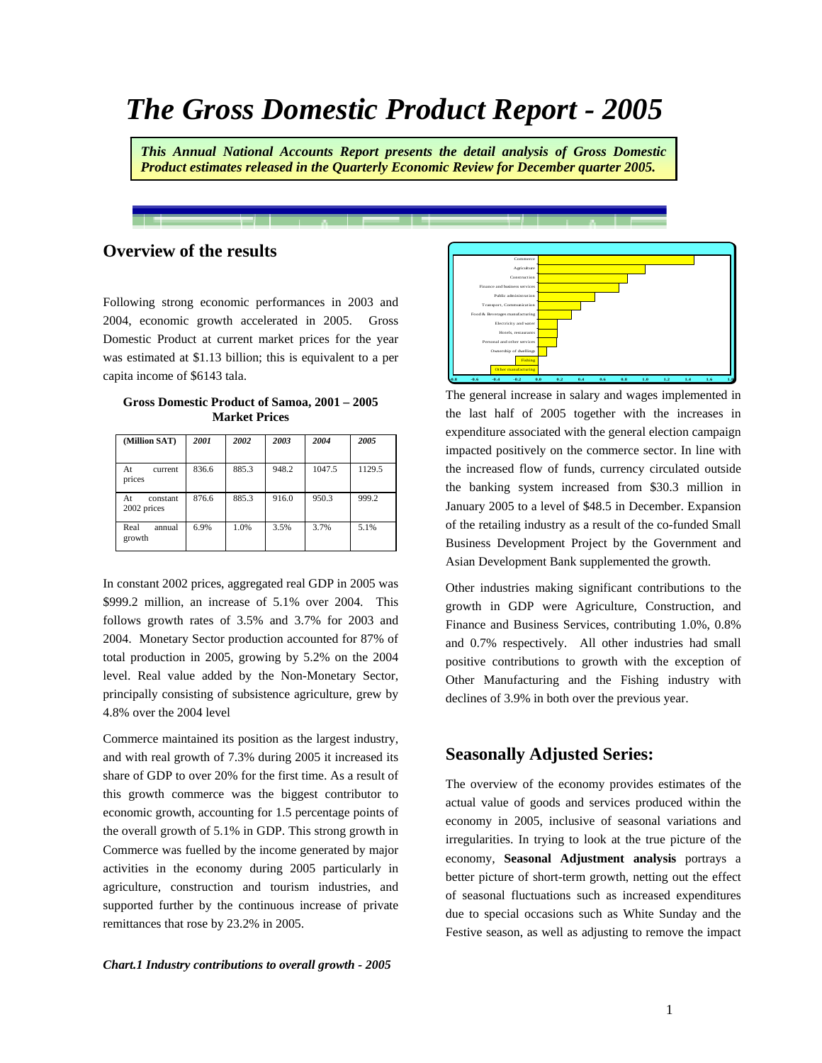# The Gross Domestic Product Report - 2005

***This Annual National Accounts Report presents the detail analysis of Gross Domestic Product estimates released in the Quarterly Economic Review for December quarter 2005.***

## Overview of the results

Following strong economic performances in 2003 and 2004, economic growth accelerated in 2005. Gross Domestic Product at current market prices for the year was estimated at $1.13 billion; this is equivalent to a per capita income of $6143 tala.

**Gross Domestic Product of Samoa, 2001 – 2005 Market Prices**

| (Million SAT) | 2001 | 2002 | 2003 | 2004 | 2005 |
|---|---|---|---|---|---|
| At current prices | 836.6 | 885.3 | 948.2 | 1047.5 | 1129.5 |
| At constant 2002 prices | 876.6 | 885.3 | 916.0 | 950.3 | 999.2 |
| Real annual growth | 6.9% | 1.0% | 3.5% | 3.7% | 5.1% |

In constant 2002 prices, aggregated real GDP in 2005 was $999.2 million, an increase of 5.1% over 2004. This follows growth rates of 3.5% and 3.7% for 2003 and 2004. Monetary Sector production accounted for 87% of total production in 2005, growing by 5.2% on the 2004 level. Real value added by the Non-Monetary Sector, principally consisting of subsistence agriculture, grew by 4.8% over the 2004 level

Commerce maintained its position as the largest industry, and with real growth of 7.3% during 2005 it increased its share of GDP to over 20% for the first time. As a result of this growth commerce was the biggest contributor to economic growth, accounting for 1.5 percentage points of the overall growth of 5.1% in GDP. This strong growth in Commerce was fuelled by the income generated by major activities in the economy during 2005 particularly in agriculture, construction and tourism industries, and supported further by the continuous increase of private remittances that rose by 23.2% in 2005.

*Chart.1 Industry contributions to overall growth - 2005*

The general increase in salary and wages implemented in the last half of 2005 together with the increases in expenditure associated with the general election campaign impacted positively on the commerce sector. In line with the increased flow of funds, currency circulated outside the banking system increased from $30.3 million in January 2005 to a level of $48.5 in December. Expansion of the retailing industry as a result of the co-funded Small Business Development Project by the Government and Asian Development Bank supplemented the growth.

Other industries making significant contributions to the growth in GDP were Agriculture, Construction, and Finance and Business Services, contributing 1.0%, 0.8% and 0.7% respectively. All other industries had small positive contributions to growth with the exception of Other Manufacturing and the Fishing industry with declines of 3.9% in both over the previous year.

## Seasonally Adjusted Series:

The overview of the economy provides estimates of the actual value of goods and services produced within the economy in 2005, inclusive of seasonal variations and irregularities. In trying to look at the true picture of the economy, **Seasonal Adjustment analysis** portrays a better picture of short-term growth, netting out the effect of seasonal fluctuations such as increased expenditures due to special occasions such as White Sunday and the Festive season, as well as adjusting to remove the impact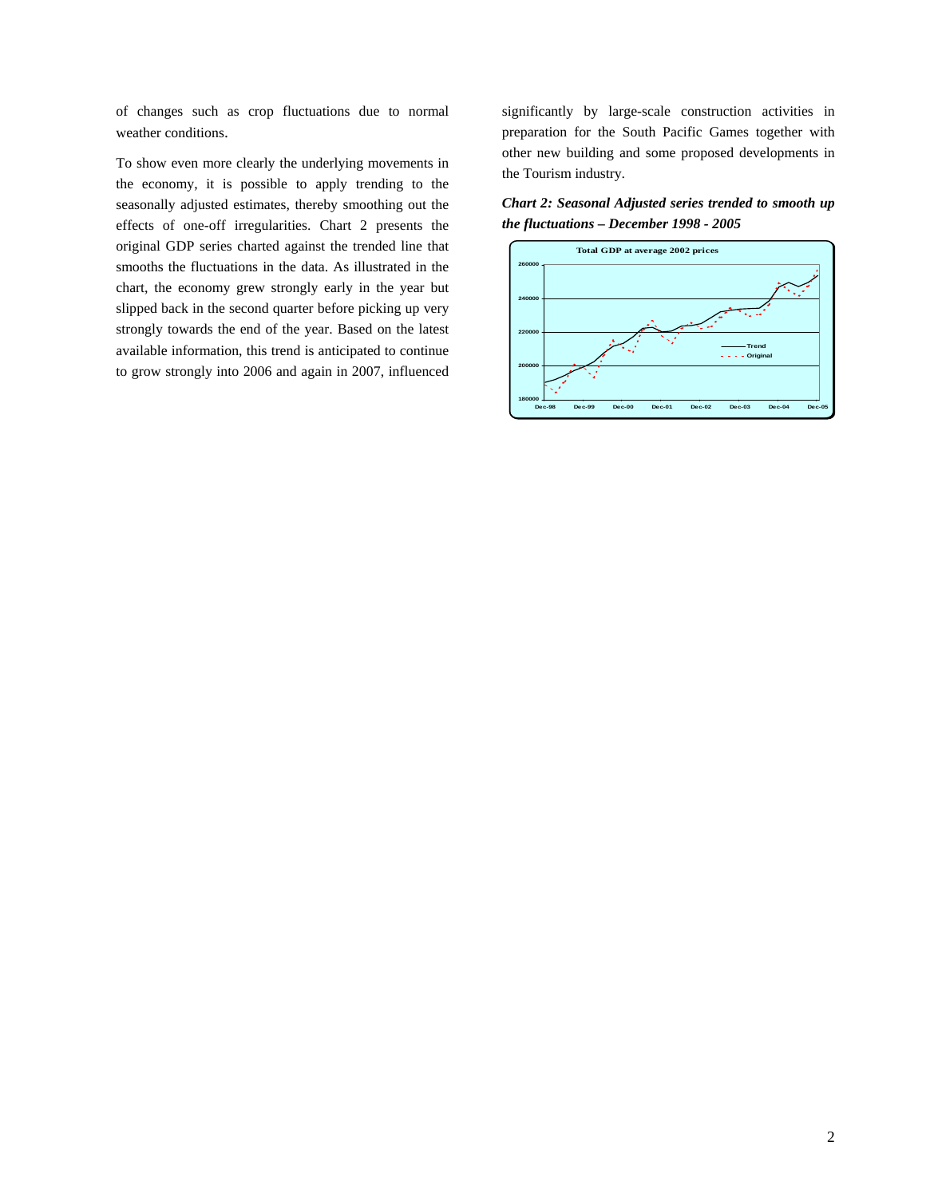of changes such as crop fluctuations due to normal weather conditions.

To show even more clearly the underlying movements in the economy, it is possible to apply trending to the seasonally adjusted estimates, thereby smoothing out the effects of one-off irregularities. Chart 2 presents the original GDP series charted against the trended line that smooths the fluctuations in the data. As illustrated in the chart, the economy grew strongly early in the year but slipped back in the second quarter before picking up very strongly towards the end of the year. Based on the latest available information, this trend is anticipated to continue to grow strongly into 2006 and again in 2007, influenced significantly by large-scale construction activities in preparation for the South Pacific Games together with other new building and some proposed developments in the Tourism industry.

***Chart 2: Seasonal Adjusted series trended to smooth up the fluctuations – December 1998 - 2005***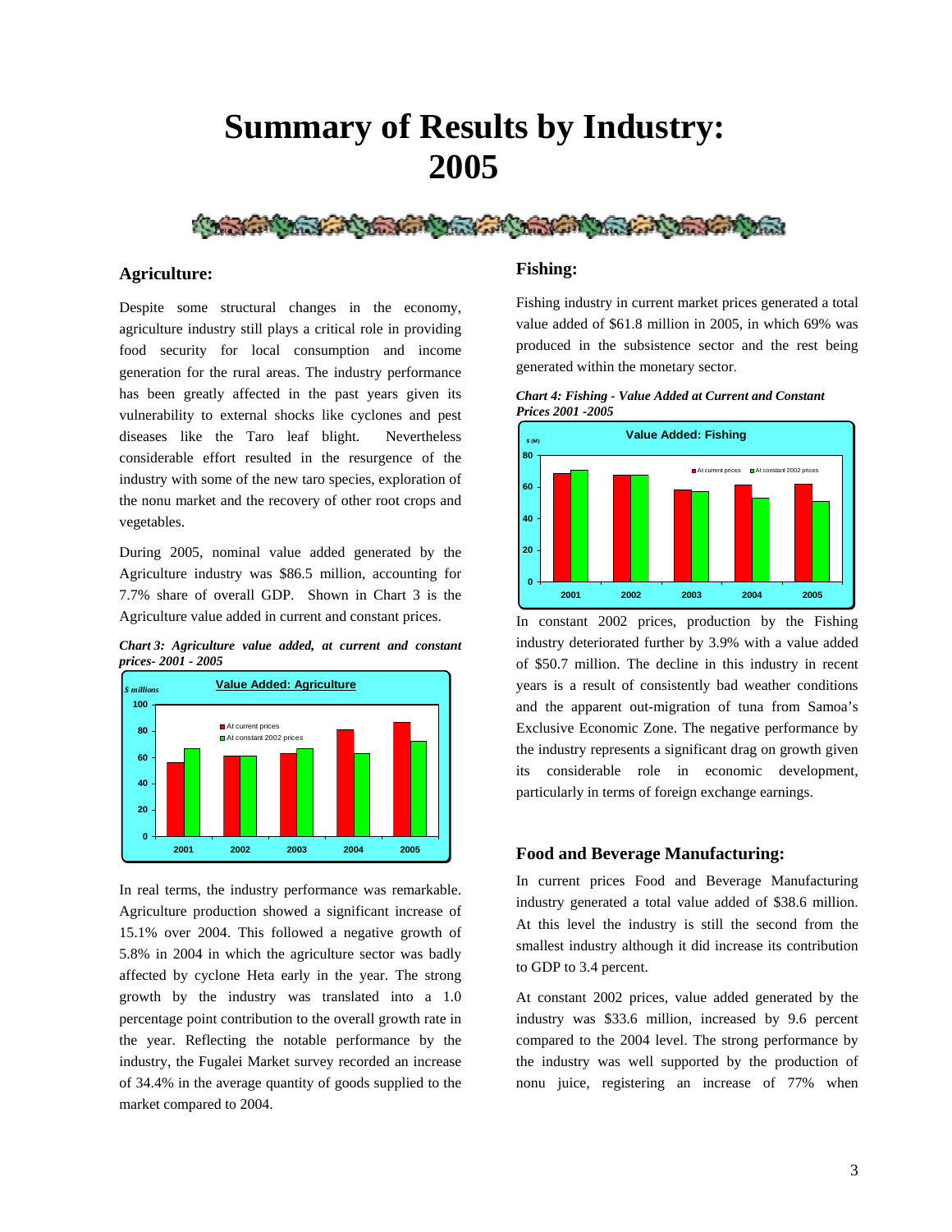# Summary of Results by Industry: 2005

## Agriculture:

Despite some structural changes in the economy, agriculture industry still plays a critical role in providing food security for local consumption and income generation for the rural areas. The industry performance has been greatly affected in the past years given its vulnerability to external shocks like cyclones and pest diseases like the Taro leaf blight. Nevertheless considerable effort resulted in the resurgence of the industry with some of the new taro species, exploration of the nonu market and the recovery of other root crops and vegetables.

During 2005, nominal value added generated by the Agriculture industry was $86.5 million, accounting for 7.7% share of overall GDP. Shown in Chart 3 is the Agriculture value added in current and constant prices.

***Chart 3: Agriculture value added, at current and constant prices- 2001 - 2005***

In real terms, the industry performance was remarkable. Agriculture production showed a significant increase of 15.1% over 2004. This followed a negative growth of 5.8% in 2004 in which the agriculture sector was badly affected by cyclone Heta early in the year. The strong growth by the industry was translated into a 1.0 percentage point contribution to the overall growth rate in the year. Reflecting the notable performance by the industry, the Fugalei Market survey recorded an increase of 34.4% in the average quantity of goods supplied to the market compared to 2004.

## Fishing:

Fishing industry in current market prices generated a total value added of $61.8 million in 2005, in which 69% was produced in the subsistence sector and the rest being generated within the monetary sector.

***Chart 4: Fishing - Value Added at Current and Constant Prices 2001 -2005***

In constant 2002 prices, production by the Fishing industry deteriorated further by 3.9% with a value added of $50.7 million. The decline in this industry in recent years is a result of consistently bad weather conditions and the apparent out-migration of tuna from Samoa's Exclusive Economic Zone. The negative performance by the industry represents a significant drag on growth given its considerable role in economic development, particularly in terms of foreign exchange earnings.

## Food and Beverage Manufacturing:

In current prices Food and Beverage Manufacturing industry generated a total value added of $38.6 million. At this level the industry is still the second from the smallest industry although it did increase its contribution to GDP to 3.4 percent.

At constant 2002 prices, value added generated by the industry was $33.6 million, increased by 9.6 percent compared to the 2004 level. The strong performance by the industry was well supported by the production of nonu juice, registering an increase of 77% when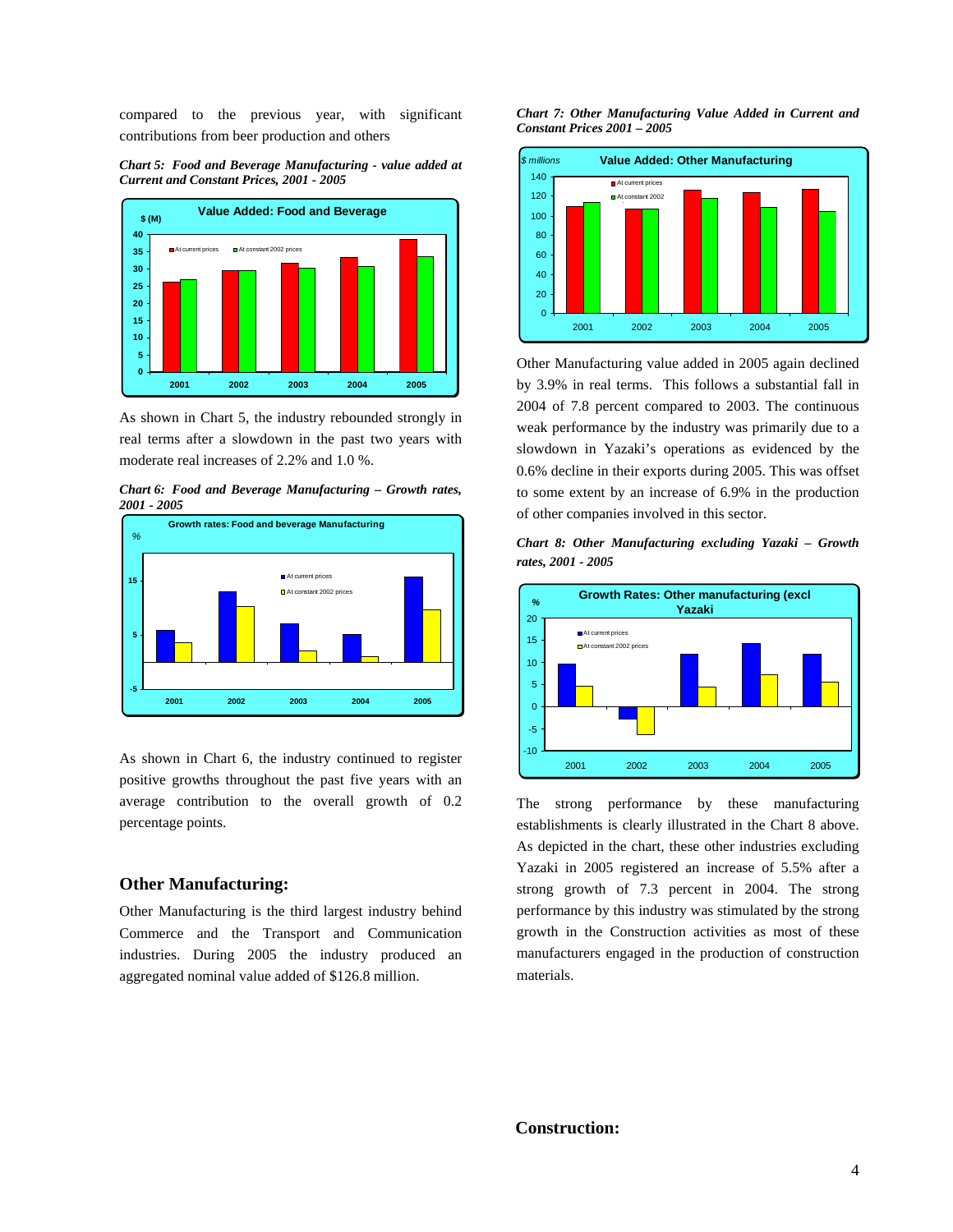compared to the previous year, with significant contributions from beer production and others

*Chart 5: Food and Beverage Manufacturing - value added at Current and Constant Prices, 2001 - 2005*

As shown in Chart 5, the industry rebounded strongly in real terms after a slowdown in the past two years with moderate real increases of 2.2% and 1.0 %.

*Chart 6: Food and Beverage Manufacturing – Growth rates, 2001 - 2005*

As shown in Chart 6, the industry continued to register positive growths throughout the past five years with an average contribution to the overall growth of 0.2 percentage points.

## Other Manufacturing:

Other Manufacturing is the third largest industry behind Commerce and the Transport and Communication industries. During 2005 the industry produced an aggregated nominal value added of $126.8 million.

*Chart 7: Other Manufacturing Value Added in Current and Constant Prices 2001 – 2005*

Other Manufacturing value added in 2005 again declined by 3.9% in real terms. This follows a substantial fall in 2004 of 7.8 percent compared to 2003. The continuous weak performance by the industry was primarily due to a slowdown in Yazaki's operations as evidenced by the 0.6% decline in their exports during 2005. This was offset to some extent by an increase of 6.9% in the production of other companies involved in this sector.

*Chart 8: Other Manufacturing excluding Yazaki – Growth rates, 2001 - 2005*

The strong performance by these manufacturing establishments is clearly illustrated in the Chart 8 above. As depicted in the chart, these other industries excluding Yazaki in 2005 registered an increase of 5.5% after a strong growth of 7.3 percent in 2004. The strong performance by this industry was stimulated by the strong growth in the Construction activities as most of these manufacturers engaged in the production of construction materials.

## Construction: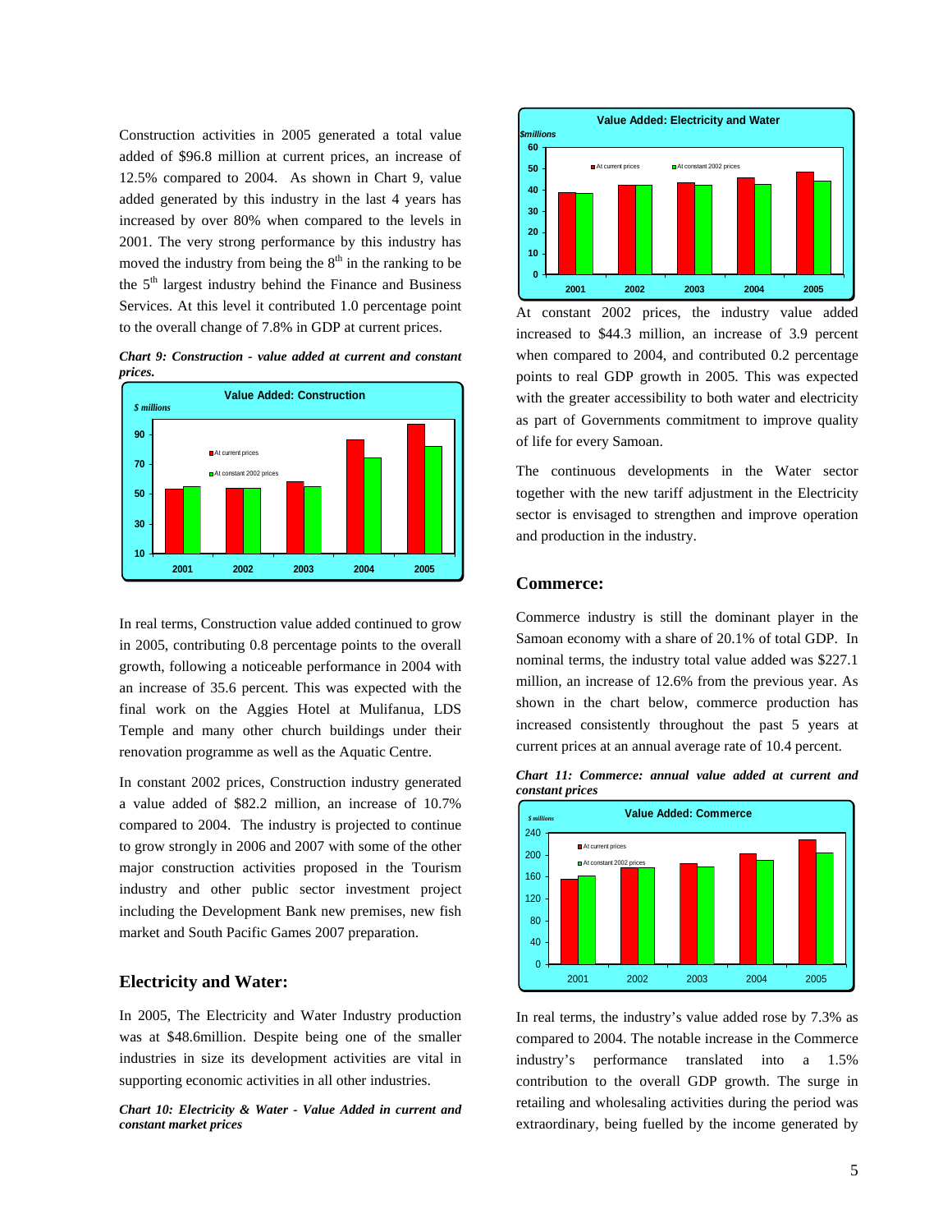Construction activities in 2005 generated a total value added of $96.8 million at current prices, an increase of 12.5% compared to 2004. As shown in Chart 9, value added generated by this industry in the last 4 years has increased by over 80% when compared to the levels in 2001. The very strong performance by this industry has moved the industry from being the 8th in the ranking to be the 5th largest industry behind the Finance and Business Services. At this level it contributed 1.0 percentage point to the overall change of 7.8% in GDP at current prices.

***Chart 9: Construction - value added at current and constant prices.***

In real terms, Construction value added continued to grow in 2005, contributing 0.8 percentage points to the overall growth, following a noticeable performance in 2004 with an increase of 35.6 percent. This was expected with the final work on the Aggies Hotel at Mulifanua, LDS Temple and many other church buildings under their renovation programme as well as the Aquatic Centre.

In constant 2002 prices, Construction industry generated a value added of $82.2 million, an increase of 10.7% compared to 2004. The industry is projected to continue to grow strongly in 2006 and 2007 with some of the other major construction activities proposed in the Tourism industry and other public sector investment project including the Development Bank new premises, new fish market and South Pacific Games 2007 preparation.

## Electricity and Water:

In 2005, The Electricity and Water Industry production was at $48.6million. Despite being one of the smaller industries in size its development activities are vital in supporting economic activities in all other industries.

***Chart 10: Electricity & Water - Value Added in current and constant market prices***

At constant 2002 prices, the industry value added increased to $44.3 million, an increase of 3.9 percent when compared to 2004, and contributed 0.2 percentage points to real GDP growth in 2005. This was expected with the greater accessibility to both water and electricity as part of Governments commitment to improve quality of life for every Samoan.

The continuous developments in the Water sector together with the new tariff adjustment in the Electricity sector is envisaged to strengthen and improve operation and production in the industry.

## Commerce:

Commerce industry is still the dominant player in the Samoan economy with a share of 20.1% of total GDP. In nominal terms, the industry total value added was $227.1 million, an increase of 12.6% from the previous year. As shown in the chart below, commerce production has increased consistently throughout the past 5 years at current prices at an annual average rate of 10.4 percent.

***Chart 11: Commerce: annual value added at current and constant prices***

In real terms, the industry's value added rose by 7.3% as compared to 2004. The notable increase in the Commerce industry's performance translated into a 1.5% contribution to the overall GDP growth. The surge in retailing and wholesaling activities during the period was extraordinary, being fuelled by the income generated by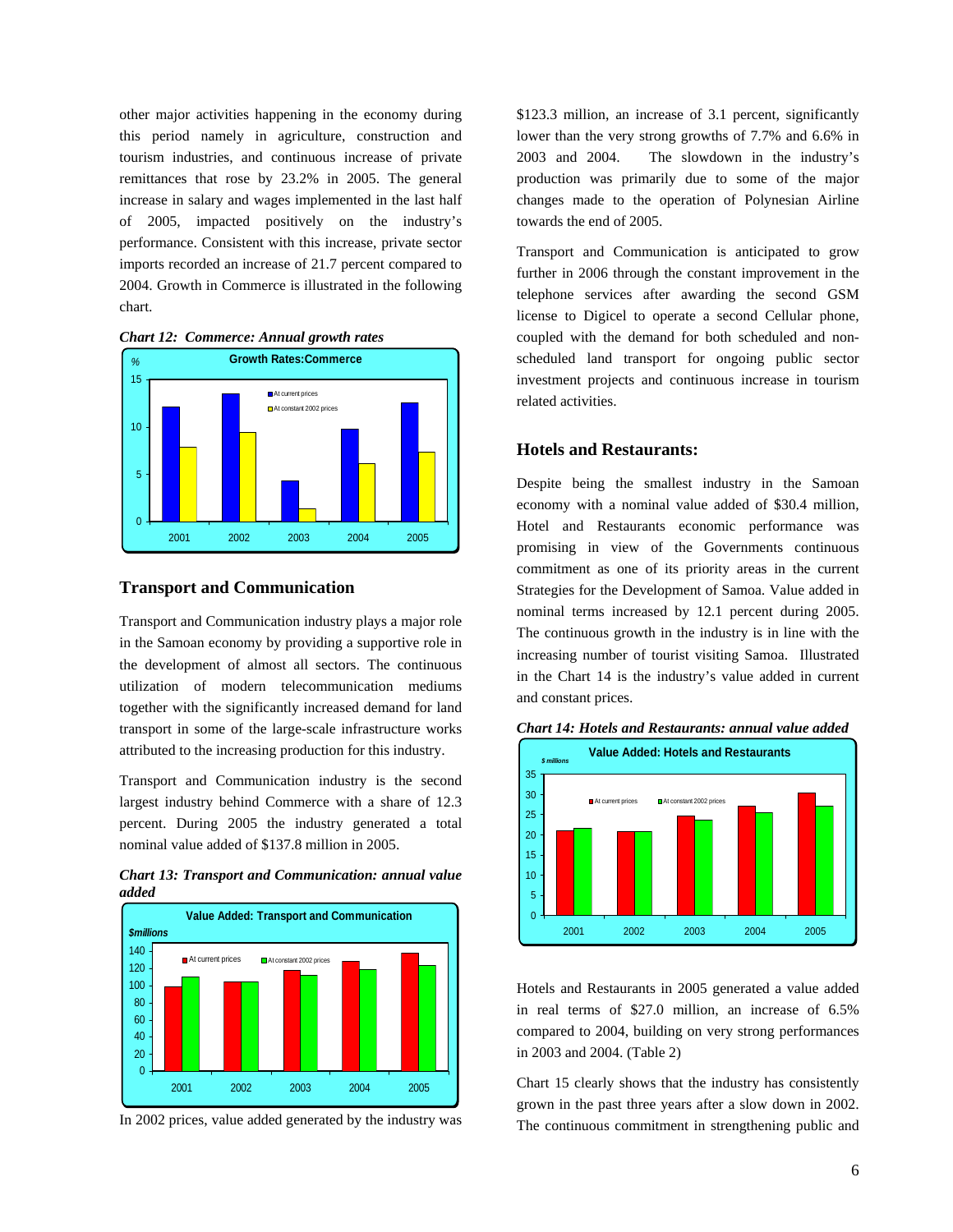other major activities happening in the economy during this period namely in agriculture, construction and tourism industries, and continuous increase of private remittances that rose by 23.2% in 2005. The general increase in salary and wages implemented in the last half of 2005, impacted positively on the industry's performance. Consistent with this increase, private sector imports recorded an increase of 21.7 percent compared to 2004. Growth in Commerce is illustrated in the following chart.

***Chart 12: Commerce: Annual growth rates***

## Transport and Communication

Transport and Communication industry plays a major role in the Samoan economy by providing a supportive role in the development of almost all sectors. The continuous utilization of modern telecommunication mediums together with the significantly increased demand for land transport in some of the large-scale infrastructure works attributed to the increasing production for this industry.

Transport and Communication industry is the second largest industry behind Commerce with a share of 12.3 percent. During 2005 the industry generated a total nominal value added of $137.8 million in 2005.

***Chart 13: Transport and Communication: annual value added***

In 2002 prices, value added generated by the industry was $123.3 million, an increase of 3.1 percent, significantly lower than the very strong growths of 7.7% and 6.6% in 2003 and 2004. The slowdown in the industry's production was primarily due to some of the major changes made to the operation of Polynesian Airline towards the end of 2005.

Transport and Communication is anticipated to grow further in 2006 through the constant improvement in the telephone services after awarding the second GSM license to Digicel to operate a second Cellular phone, coupled with the demand for both scheduled and non-scheduled land transport for ongoing public sector investment projects and continuous increase in tourism related activities.

## Hotels and Restaurants:

Despite being the smallest industry in the Samoan economy with a nominal value added of $30.4 million, Hotel and Restaurants economic performance was promising in view of the Governments continuous commitment as one of its priority areas in the current Strategies for the Development of Samoa. Value added in nominal terms increased by 12.1 percent during 2005. The continuous growth in the industry is in line with the increasing number of tourist visiting Samoa. Illustrated in the Chart 14 is the industry's value added in current and constant prices.

***Chart 14: Hotels and Restaurants: annual value added***

Hotels and Restaurants in 2005 generated a value added in real terms of $27.0 million, an increase of 6.5% compared to 2004, building on very strong performances in 2003 and 2004. (Table 2)

Chart 15 clearly shows that the industry has consistently grown in the past three years after a slow down in 2002. The continuous commitment in strengthening public and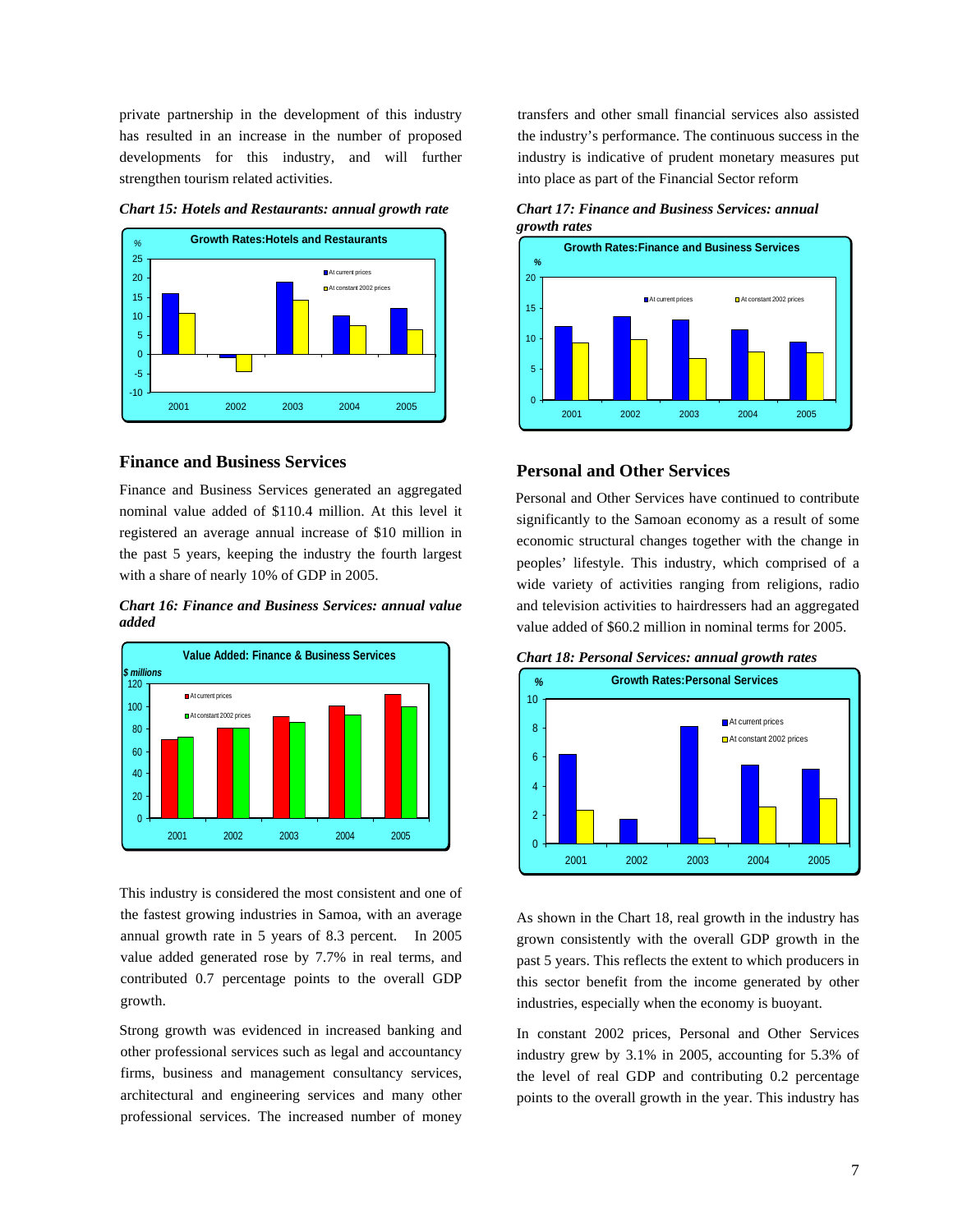private partnership in the development of this industry has resulted in an increase in the number of proposed developments for this industry, and will further strengthen tourism related activities.

*Chart 15: Hotels and Restaurants: annual growth rate*

## Finance and Business Services

Finance and Business Services generated an aggregated nominal value added of $110.4 million. At this level it registered an average annual increase of $10 million in the past 5 years, keeping the industry the fourth largest with a share of nearly 10% of GDP in 2005.

*Chart 16: Finance and Business Services: annual value added*

This industry is considered the most consistent and one of the fastest growing industries in Samoa, with an average annual growth rate in 5 years of 8.3 percent. In 2005 value added generated rose by 7.7% in real terms, and contributed 0.7 percentage points to the overall GDP growth.

Strong growth was evidenced in increased banking and other professional services such as legal and accountancy firms, business and management consultancy services, architectural and engineering services and many other professional services. The increased number of money transfers and other small financial services also assisted the industry's performance. The continuous success in the industry is indicative of prudent monetary measures put into place as part of the Financial Sector reform

*Chart 17: Finance and Business Services: annual growth rates*

## Personal and Other Services

Personal and Other Services have continued to contribute significantly to the Samoan economy as a result of some economic structural changes together with the change in peoples' lifestyle. This industry, which comprised of a wide variety of activities ranging from religions, radio and television activities to hairdressers had an aggregated value added of $60.2 million in nominal terms for 2005.

*Chart 18: Personal Services: annual growth rates*

As shown in the Chart 18, real growth in the industry has grown consistently with the overall GDP growth in the past 5 years. This reflects the extent to which producers in this sector benefit from the income generated by other industries, especially when the economy is buoyant.

In constant 2002 prices, Personal and Other Services industry grew by 3.1% in 2005, accounting for 5.3% of the level of real GDP and contributing 0.2 percentage points to the overall growth in the year. This industry has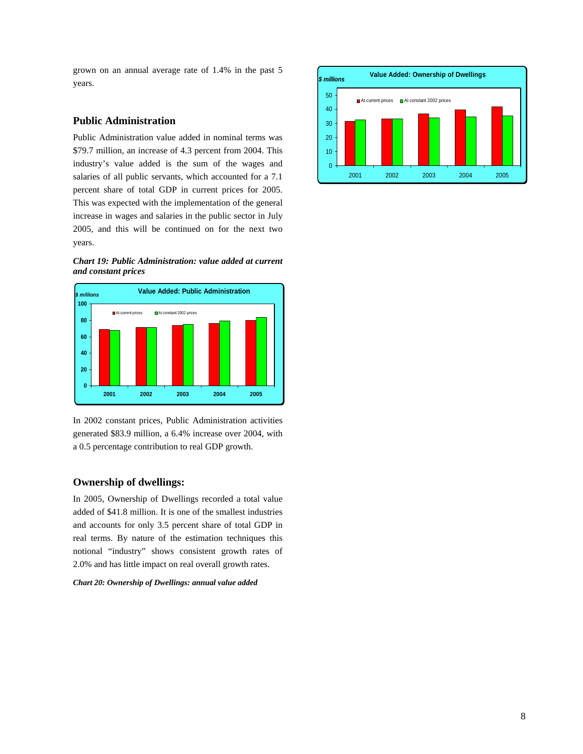grown on an annual average rate of 1.4% in the past 5 years.

## Public Administration

Public Administration value added in nominal terms was $79.7 million, an increase of 4.3 percent from 2004. This industry's value added is the sum of the wages and salaries of all public servants, which accounted for a 7.1 percent share of total GDP in current prices for 2005. This was expected with the implementation of the general increase in wages and salaries in the public sector in July 2005, and this will be continued on for the next two years.

***Chart 19: Public Administration: value added at current and constant prices***

In 2002 constant prices, Public Administration activities generated $83.9 million, a 6.4% increase over 2004, with a 0.5 percentage contribution to real GDP growth.

## Ownership of dwellings:

In 2005, Ownership of Dwellings recorded a total value added of $41.8 million. It is one of the smallest industries and accounts for only 3.5 percent share of total GDP in real terms. By nature of the estimation techniques this notional "industry" shows consistent growth rates of 2.0% and has little impact on real overall growth rates.

***Chart 20: Ownership of Dwellings: annual value added***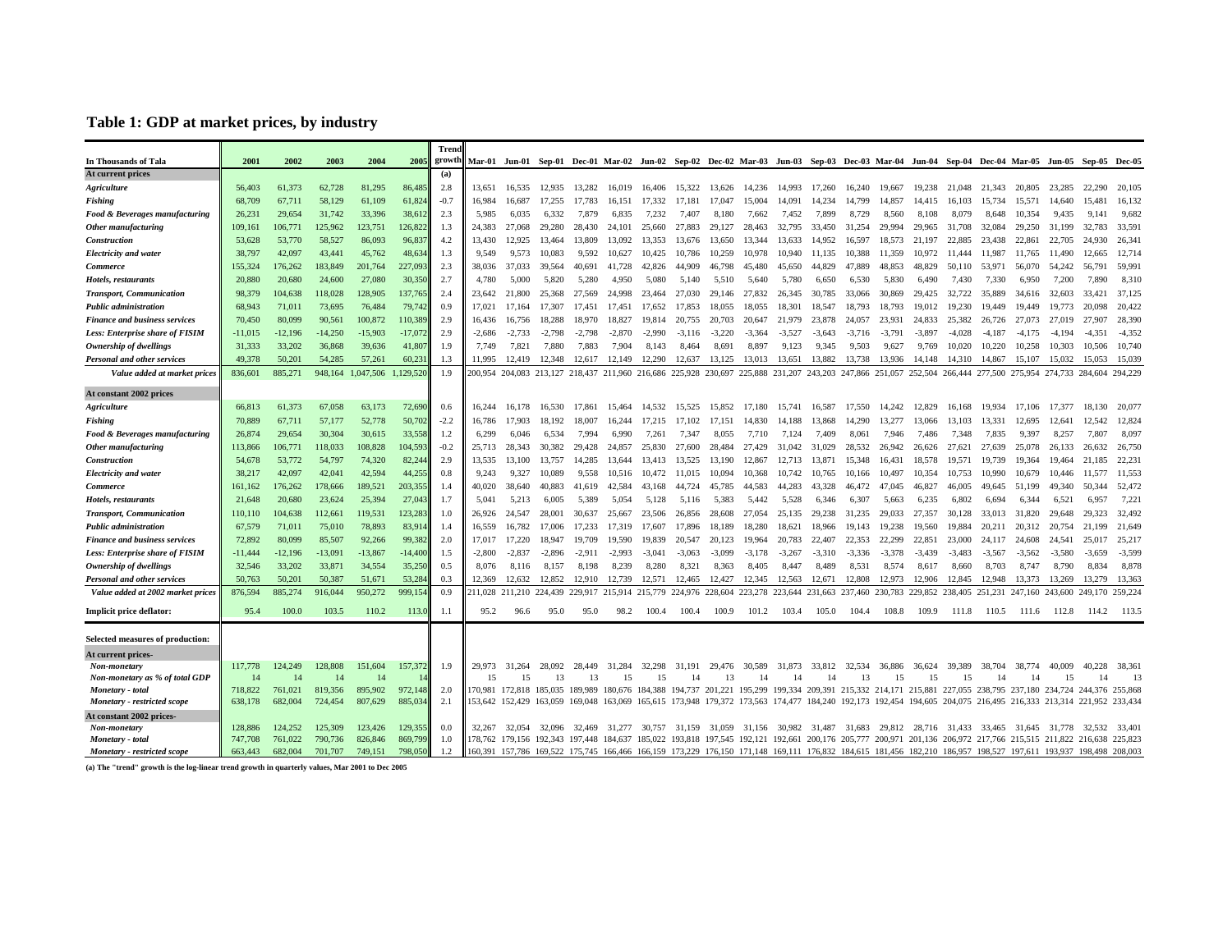# Table 1: GDP at market prices, by industry

| In Thousands of Tala | 2001 | 2002 | 2003 | 2004 | 2005 | Trend growth | Mar-01 | Jun-01 | Sep-01 | Dec-01 | Mar-02 | Jun-02 | Sep-02 | Dec-02 | Mar-03 | Jun-03 | Sep-03 | Dec-03 | Mar-04 | Jun-04 | Sep-04 | Dec-04 | Mar-05 | Jun-05 | Sep-05 | Dec-05 |
|---|---|---|---|---|---|---|---|---|---|---|---|---|---|---|---|---|---|---|---|---|---|---|---|---|---|---|
| **At current prices** | | | | | | (a) | | | | | | | | | | | | | | | | | | | | |
| *Agriculture* | 56,403 | 61,373 | 62,728 | 81,295 | 86,485 | 2.8 | 13,651 | 16,535 | 12,935 | 13,282 | 16,019 | 16,406 | 15,322 | 13,626 | 14,236 | 14,993 | 17,260 | 16,240 | 19,667 | 19,238 | 21,048 | 21,343 | 20,805 | 23,285 | 22,290 | 20,105 |
| *Fishing* | 68,709 | 67,711 | 58,129 | 61,109 | 61,824 | -0.7 | 16,984 | 16,687 | 17,255 | 17,783 | 16,151 | 17,332 | 17,181 | 17,047 | 15,004 | 14,091 | 14,234 | 14,799 | 14,857 | 14,415 | 16,103 | 15,734 | 15,571 | 14,640 | 15,481 | 16,132 |
| *Food & Beverages manufacturing* | 26,231 | 29,654 | 31,742 | 33,396 | 38,612 | 2.3 | 5,985 | 6,035 | 6,332 | 7,879 | 6,835 | 7,232 | 7,407 | 8,180 | 7,662 | 7,452 | 7,899 | 8,729 | 8,560 | 8,108 | 8,079 | 8,648 | 10,354 | 9,435 | 9,141 | 9,682 |
| *Other manufacturing* | 109,161 | 106,771 | 125,962 | 123,751 | 126,822 | 1.3 | 24,383 | 27,068 | 29,280 | 28,430 | 24,101 | 25,660 | 27,883 | 29,127 | 28,463 | 32,795 | 33,450 | 31,254 | 29,994 | 29,965 | 31,708 | 32,084 | 29,250 | 31,199 | 32,783 | 33,591 |
| *Construction* | 53,628 | 53,770 | 58,527 | 86,093 | 96,837 | 4.2 | 13,430 | 12,925 | 13,464 | 13,809 | 13,092 | 13,353 | 13,676 | 13,650 | 13,344 | 13,633 | 14,952 | 16,597 | 18,573 | 21,197 | 22,885 | 23,438 | 22,861 | 22,705 | 24,930 | 26,341 |
| *Electricity and water* | 38,797 | 42,097 | 43,441 | 45,762 | 48,634 | 1.3 | 9,549 | 9,573 | 10,083 | 9,592 | 10,627 | 10,425 | 10,786 | 10,259 | 10,978 | 10,940 | 11,135 | 10,388 | 11,359 | 10,972 | 11,444 | 11,987 | 11,765 | 11,490 | 12,665 | 12,714 |
| *Commerce* | 155,324 | 176,262 | 183,849 | 201,764 | 227,093 | 2.3 | 38,036 | 37,033 | 39,564 | 40,691 | 41,728 | 42,826 | 44,909 | 46,798 | 45,480 | 45,650 | 44,829 | 47,889 | 48,853 | 48,829 | 50,110 | 53,971 | 56,070 | 54,242 | 56,791 | 59,991 |
| *Hotels, restaurants* | 20,880 | 20,680 | 24,600 | 27,080 | 30,350 | 2.7 | 4,780 | 5,000 | 5,820 | 5,280 | 4,950 | 5,080 | 5,140 | 5,510 | 5,640 | 5,780 | 6,650 | 6,530 | 5,830 | 6,490 | 7,430 | 7,330 | 6,950 | 7,200 | 7,890 | 8,310 |
| *Transport, Communication* | 98,379 | 104,638 | 118,028 | 128,905 | 137,765 | 2.4 | 23,642 | 21,800 | 25,368 | 27,569 | 24,998 | 23,464 | 27,030 | 29,146 | 27,832 | 26,345 | 30,785 | 33,066 | 30,869 | 29,425 | 32,722 | 35,889 | 34,616 | 32,603 | 33,421 | 37,125 |
| *Public administration* | 68,943 | 71,011 | 73,695 | 76,484 | 79,742 | 0.9 | 17,021 | 17,164 | 17,307 | 17,451 | 17,451 | 17,652 | 17,853 | 18,055 | 18,055 | 18,301 | 18,547 | 18,793 | 18,793 | 19,012 | 19,230 | 19,449 | 19,449 | 19,773 | 20,098 | 20,422 |
| *Finance and business services* | 70,450 | 80,099 | 90,561 | 100,872 | 110,389 | 2.9 | 16,436 | 16,756 | 18,288 | 18,970 | 18,827 | 19,814 | 20,755 | 20,703 | 20,647 | 21,979 | 23,878 | 24,057 | 23,931 | 24,833 | 25,382 | 26,726 | 27,073 | 27,019 | 27,907 | 28,390 |
| *Less: Enterprise share of FISIM* | -11,015 | -12,196 | -14,250 | -15,903 | -17,072 | 2.9 | -2,686 | -2,733 | -2,798 | -2,798 | -2,870 | -2,990 | -3,116 | -3,220 | -3,364 | -3,527 | -3,643 | -3,716 | -3,791 | -3,897 | -4,028 | -4,187 | -4,175 | -4,194 | -4,351 | -4,352 |
| *Ownership of dwellings* | 31,333 | 33,202 | 36,868 | 39,636 | 41,807 | 1.9 | 7,749 | 7,821 | 7,880 | 7,883 | 7,904 | 8,143 | 8,464 | 8,691 | 8,897 | 9,123 | 9,345 | 9,503 | 9,627 | 9,769 | 10,020 | 10,220 | 10,258 | 10,303 | 10,506 | 10,740 |
| *Personal and other services* | 49,378 | 50,201 | 54,285 | 57,261 | 60,231 | 1.3 | 11,995 | 12,419 | 12,348 | 12,617 | 12,149 | 12,290 | 12,637 | 13,125 | 13,013 | 13,651 | 13,882 | 13,738 | 13,936 | 14,148 | 14,310 | 14,867 | 15,107 | 15,032 | 15,053 | 15,039 |
| *Value added at market prices* | 836,601 | 885,271 | 948,164 | 1,047,506 | 1,129,520 | 1.9 | 200,954 | 204,083 | 213,127 | 218,437 | 211,960 | 216,686 | 225,928 | 230,697 | 225,888 | 231,207 | 243,203 | 247,866 | 251,057 | 252,504 | 266,444 | 277,500 | 275,954 | 274,733 | 284,604 | 294,229 |
| **At constant 2002 prices** | | | | | | | | | | | | | | | | | | | | | | | | | | |
| *Agriculture* | 66,813 | 61,373 | 67,058 | 63,173 | 72,690 | 0.6 | 16,244 | 16,178 | 16,530 | 17,861 | 15,464 | 14,532 | 15,525 | 15,852 | 17,180 | 15,741 | 16,587 | 17,550 | 14,242 | 12,829 | 16,168 | 19,934 | 17,106 | 17,377 | 18,130 | 20,077 |
| *Fishing* | 70,889 | 67,711 | 57,177 | 52,778 | 50,702 | -2.2 | 16,786 | 17,903 | 18,192 | 18,007 | 16,244 | 17,215 | 17,102 | 17,151 | 14,830 | 14,188 | 13,868 | 14,290 | 13,277 | 13,066 | 13,103 | 13,331 | 12,695 | 12,641 | 12,542 | 12,824 |
| *Food & Beverages manufacturing* | 26,874 | 29,654 | 30,304 | 30,615 | 33,558 | 1.2 | 6,299 | 6,046 | 6,534 | 7,994 | 6,990 | 7,261 | 7,347 | 8,055 | 7,710 | 7,124 | 7,409 | 8,061 | 7,946 | 7,486 | 7,348 | 7,835 | 9,397 | 8,257 | 7,807 | 8,097 |
| *Other manufacturing* | 113,866 | 106,771 | 118,033 | 108,828 | 104,593 | -0.2 | 25,713 | 28,343 | 30,382 | 29,428 | 24,857 | 25,830 | 27,600 | 28,484 | 27,429 | 31,042 | 31,029 | 28,532 | 26,942 | 26,626 | 27,621 | 27,639 | 25,078 | 26,133 | 26,632 | 26,750 |
| *Construction* | 54,678 | 53,772 | 54,797 | 74,320 | 82,244 | 2.9 | 13,535 | 13,100 | 13,757 | 14,285 | 13,644 | 13,413 | 13,525 | 13,190 | 12,867 | 12,713 | 13,871 | 15,348 | 16,431 | 18,578 | 19,571 | 19,739 | 19,364 | 19,464 | 21,185 | 22,231 |
| *Electricity and water* | 38,217 | 42,097 | 42,041 | 42,594 | 44,255 | 0.8 | 9,243 | 9,327 | 10,089 | 9,558 | 10,516 | 10,472 | 11,015 | 10,094 | 10,368 | 10,742 | 10,765 | 10,166 | 10,497 | 10,354 | 10,753 | 10,990 | 10,679 | 10,446 | 11,577 | 11,553 |
| *Commerce* | 161,162 | 176,262 | 178,666 | 189,521 | 203,355 | 1.4 | 40,020 | 38,640 | 40,883 | 41,619 | 42,584 | 43,168 | 44,724 | 45,785 | 44,583 | 44,283 | 43,328 | 46,472 | 47,045 | 46,827 | 46,005 | 49,645 | 51,199 | 49,340 | 50,344 | 52,472 |
| *Hotels, restaurants* | 21,648 | 20,680 | 23,624 | 25,394 | 27,043 | 1.7 | 5,041 | 5,213 | 6,005 | 5,389 | 5,054 | 5,128 | 5,116 | 5,383 | 5,442 | 5,528 | 6,346 | 6,307 | 5,663 | 6,235 | 6,802 | 6,694 | 6,344 | 6,521 | 6,957 | 7,221 |
| *Transport, Communication* | 110,110 | 104,638 | 112,661 | 119,531 | 123,283 | 1.0 | 26,926 | 24,547 | 28,001 | 30,637 | 25,667 | 23,506 | 26,856 | 28,608 | 27,054 | 25,135 | 29,238 | 31,235 | 29,033 | 27,357 | 30,128 | 33,013 | 31,820 | 29,648 | 29,323 | 32,492 |
| *Public administration* | 67,579 | 71,011 | 75,010 | 78,893 | 83,914 | 1.4 | 16,559 | 16,782 | 17,006 | 17,233 | 17,319 | 17,607 | 17,896 | 18,189 | 18,280 | 18,621 | 18,966 | 19,143 | 19,238 | 19,560 | 19,884 | 20,211 | 20,312 | 20,754 | 21,199 | 21,649 |
| *Finance and business services* | 72,892 | 80,099 | 85,507 | 92,266 | 99,382 | 2.0 | 17,017 | 17,220 | 18,947 | 19,709 | 19,590 | 19,839 | 20,547 | 20,123 | 19,964 | 20,783 | 22,407 | 22,353 | 22,299 | 22,851 | 23,000 | 24,117 | 24,608 | 24,541 | 25,017 | 25,217 |
| *Less: Enterprise share of FISIM* | -11,444 | -12,196 | -13,091 | -13,867 | -14,400 | 1.5 | -2,800 | -2,837 | -2,896 | -2,911 | -2,993 | -3,041 | -3,063 | -3,099 | -3,178 | -3,267 | -3,310 | -3,336 | -3,378 | -3,439 | -3,483 | -3,567 | -3,562 | -3,580 | -3,659 | -3,599 |
| *Ownership of dwellings* | 32,546 | 33,202 | 33,871 | 34,554 | 35,250 | 0.5 | 8,076 | 8,116 | 8,157 | 8,198 | 8,239 | 8,280 | 8,321 | 8,363 | 8,405 | 8,447 | 8,489 | 8,531 | 8,574 | 8,617 | 8,660 | 8,703 | 8,747 | 8,790 | 8,834 | 8,878 |
| *Personal and other services* | 50,763 | 50,201 | 50,387 | 51,671 | 53,284 | 0.3 | 12,369 | 12,632 | 12,852 | 12,910 | 12,739 | 12,571 | 12,465 | 12,427 | 12,345 | 12,563 | 12,671 | 12,808 | 12,973 | 12,906 | 12,845 | 12,948 | 13,373 | 13,269 | 13,279 | 13,363 |
| *Value added at 2002 market prices* | 876,594 | 885,274 | 916,044 | 950,272 | 999,154 | 0.9 | 211,028 | 211,210 | 224,439 | 229,917 | 215,914 | 215,779 | 224,976 | 228,604 | 223,278 | 223,644 | 231,663 | 237,460 | 230,783 | 229,852 | 238,405 | 251,231 | 247,160 | 243,600 | 249,170 | 259,224 |
| **Implicit price deflator:** | 95.4 | 100.0 | 103.5 | 110.2 | 113.0 | 1.1 | 95.2 | 96.6 | 95.0 | 95.0 | 98.2 | 100.4 | 100.4 | 100.9 | 101.2 | 103.4 | 105.0 | 104.4 | 108.8 | 109.9 | 111.8 | 110.5 | 111.6 | 112.8 | 114.2 | 113.5 |
| **Selected measures of production:** | | | | | | | | | | | | | | | | | | | | | | | | | | |
| **At current prices-** | | | | | | | | | | | | | | | | | | | | | | | | | | |
| *Non-monetary* | 117,778 | 124,249 | 128,808 | 151,604 | 157,372 | 1.9 | 29,973 | 31,264 | 28,092 | 28,449 | 31,284 | 32,298 | 31,191 | 29,476 | 30,589 | 31,873 | 33,812 | 32,534 | 36,886 | 36,624 | 39,389 | 38,704 | 38,774 | 40,009 | 40,228 | 38,361 |
| *Non-monetary as % of total GDP* | 14 | 14 | 14 | 14 | 14 | | 15 | 15 | 13 | 13 | 15 | 15 | 14 | 13 | 14 | 14 | 14 | 13 | 15 | 15 | 15 | 14 | 14 | 15 | 14 | 13 |
| *Monetary - total* | 718,822 | 761,021 | 819,356 | 895,902 | 972,148 | 2.0 | 170,981 | 172,818 | 185,035 | 189,989 | 180,676 | 184,388 | 194,737 | 201,221 | 195,299 | 199,334 | 209,391 | 215,332 | 214,171 | 215,881 | 227,055 | 238,795 | 237,180 | 234,724 | 244,376 | 255,868 |
| *Monetary - restricted scope* | 638,178 | 682,004 | 724,454 | 807,629 | 885,034 | 2.1 | 153,642 | 152,429 | 163,059 | 169,048 | 163,069 | 165,615 | 173,948 | 179,372 | 173,563 | 174,477 | 184,240 | 192,173 | 192,454 | 194,605 | 204,075 | 216,495 | 216,333 | 213,314 | 221,952 | 233,434 |
| **At constant 2002 prices-** | | | | | | | | | | | | | | | | | | | | | | | | | | |
| *Non-monetary* | 128,886 | 124,252 | 125,309 | 123,426 | 129,355 | 0.0 | 32,267 | 32,054 | 32,096 | 32,469 | 31,277 | 30,757 | 31,159 | 31,059 | 31,156 | 30,982 | 31,487 | 31,683 | 29,812 | 28,716 | 31,433 | 33,465 | 31,645 | 31,778 | 32,532 | 33,401 |
| *Monetary - total* | 747,708 | 761,022 | 790,736 | 826,846 | 869,799 | 1.0 | 178,762 | 179,156 | 192,343 | 197,448 | 184,637 | 185,022 | 193,818 | 197,545 | 192,121 | 192,661 | 200,176 | 205,777 | 200,971 | 201,136 | 206,972 | 217,766 | 215,515 | 211,822 | 216,638 | 225,823 |
| *Monetary - restricted scope* | 663,443 | 682,004 | 701,707 | 749,151 | 798,050 | 1.2 | 160,391 | 157,786 | 169,522 | 175,745 | 166,466 | 166,159 | 173,229 | 176,150 | 171,148 | 169,111 | 176,832 | 184,615 | 181,456 | 182,210 | 186,957 | 198,527 | 197,611 | 193,937 | 198,498 | 208,003 |

**(a) The "trend" growth is the log-linear trend growth in quarterly values, Mar 2001 to Dec 2005**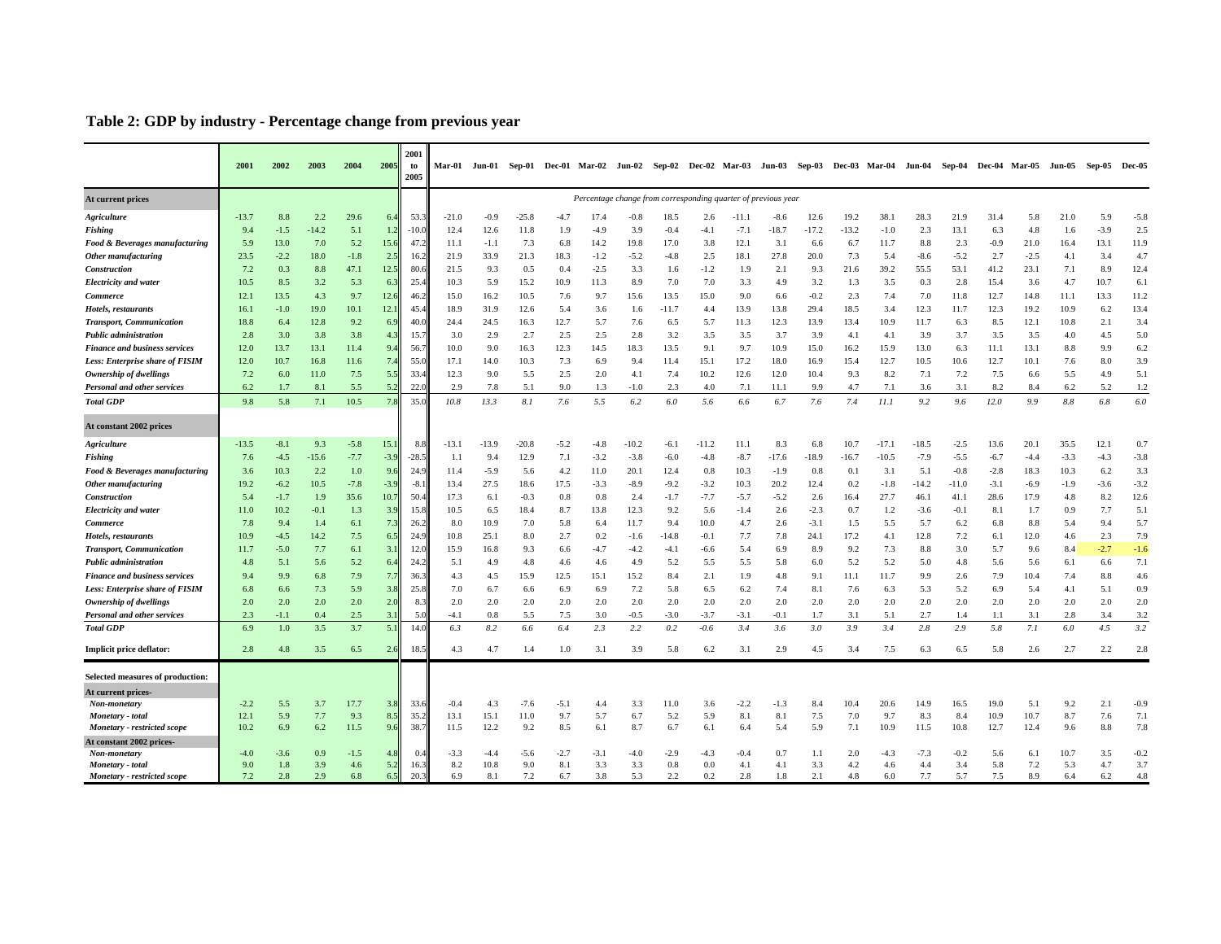## Table 2: GDP by industry - Percentage change from previous year

| | 2001 | 2002 | 2003 | 2004 | 2005 | 2001 to 2005 | Mar-01 | Jun-01 | Sep-01 | Dec-01 | Mar-02 | Jun-02 | Sep-02 | Dec-02 | Mar-03 | Jun-03 | Sep-03 | Dec-03 | Mar-04 | Jun-04 | Sep-04 | Dec-04 | Mar-05 | Jun-05 | Sep-05 | Dec-05 |
|---|---|---|---|---|---|---|---|---|---|---|---|---|---|---|---|---|---|---|---|---|---|---|---|---|---|---|
| **At current prices** | | | | | | | *Percentage change from corresponding quarter of previous year* | | | | | | | | | | | | | | | | | | | |
| ***Agriculture*** | -13.7 | 8.8 | 2.2 | 29.6 | 6.4 | 53.3 | -21.0 | -0.9 | -25.8 | -4.7 | 17.4 | -0.8 | 18.5 | 2.6 | -11.1 | -8.6 | 12.6 | 19.2 | 38.1 | 28.3 | 21.9 | 31.4 | 5.8 | 21.0 | 5.9 | -5.8 |
| ***Fishing*** | 9.4 | -1.5 | -14.2 | 5.1 | 1.2 | -10.0 | 12.4 | 12.6 | 11.8 | 1.9 | -4.9 | 3.9 | -0.4 | -4.1 | -7.1 | -18.7 | -17.2 | -13.2 | -1.0 | 2.3 | 13.1 | 6.3 | 4.8 | 1.6 | -3.9 | 2.5 |
| ***Food & Beverages manufacturing*** | 5.9 | 13.0 | 7.0 | 5.2 | 15.6 | 47.2 | 11.1 | -1.1 | 7.3 | 6.8 | 14.2 | 19.8 | 17.0 | 3.8 | 12.1 | 3.1 | 6.6 | 6.7 | 11.7 | 8.8 | 2.3 | -0.9 | 21.0 | 16.4 | 13.1 | 11.9 |
| ***Other manufacturing*** | 23.5 | -2.2 | 18.0 | -1.8 | 2.5 | 16.2 | 21.9 | 33.9 | 21.3 | 18.3 | -1.2 | -5.2 | -4.8 | 2.5 | 18.1 | 27.8 | 20.0 | 7.3 | 5.4 | -8.6 | -5.2 | 2.7 | -2.5 | 4.1 | 3.4 | 4.7 |
| ***Construction*** | 7.2 | 0.3 | 8.8 | 47.1 | 12.5 | 80.6 | 21.5 | 9.3 | 0.5 | 0.4 | -2.5 | 3.3 | 1.6 | -1.2 | 1.9 | 2.1 | 9.3 | 21.6 | 39.2 | 55.5 | 53.1 | 41.2 | 23.1 | 7.1 | 8.9 | 12.4 |
| ***Electricity and water*** | 10.5 | 8.5 | 3.2 | 5.3 | 6.3 | 25.4 | 10.3 | 5.9 | 15.2 | 10.9 | 11.3 | 8.9 | 7.0 | 7.0 | 3.3 | 4.9 | 3.2 | 1.3 | 3.5 | 0.3 | 2.8 | 15.4 | 3.6 | 4.7 | 10.7 | 6.1 |
| ***Commerce*** | 12.1 | 13.5 | 4.3 | 9.7 | 12.6 | 46.2 | 15.0 | 16.2 | 10.5 | 7.6 | 9.7 | 15.6 | 13.5 | 15.0 | 9.0 | 6.6 | -0.2 | 2.3 | 7.4 | 7.0 | 11.8 | 12.7 | 14.8 | 11.1 | 13.3 | 11.2 |
| ***Hotels, restaurants*** | 16.1 | -1.0 | 19.0 | 10.1 | 12.1 | 45.4 | 18.9 | 31.9 | 12.6 | 5.4 | 3.6 | 1.6 | -11.7 | 4.4 | 13.9 | 13.8 | 29.4 | 18.5 | 3.4 | 12.3 | 11.7 | 12.3 | 19.2 | 10.9 | 6.2 | 13.4 |
| ***Transport, Communication*** | 18.8 | 6.4 | 12.8 | 9.2 | 6.9 | 40.0 | 24.4 | 24.5 | 16.3 | 12.7 | 5.7 | 7.6 | 6.5 | 5.7 | 11.3 | 12.3 | 13.9 | 13.4 | 10.9 | 11.7 | 6.3 | 8.5 | 12.1 | 10.8 | 2.1 | 3.4 |
| ***Public administration*** | 2.8 | 3.0 | 3.8 | 3.8 | 4.3 | 15.7 | 3.0 | 2.9 | 2.7 | 2.5 | 2.5 | 2.8 | 3.2 | 3.5 | 3.5 | 3.7 | 3.9 | 4.1 | 4.1 | 3.9 | 3.7 | 3.5 | 3.5 | 4.0 | 4.5 | 5.0 |
| ***Finance and business services*** | 12.0 | 13.7 | 13.1 | 11.4 | 9.4 | 56.7 | 10.0 | 9.0 | 16.3 | 12.3 | 14.5 | 18.3 | 13.5 | 9.1 | 9.7 | 10.9 | 15.0 | 16.2 | 15.9 | 13.0 | 6.3 | 11.1 | 13.1 | 8.8 | 9.9 | 6.2 |
| ***Less: Enterprise share of FISIM*** | 12.0 | 10.7 | 16.8 | 11.6 | 7.4 | 55.0 | 17.1 | 14.0 | 10.3 | 7.3 | 6.9 | 9.4 | 11.4 | 15.1 | 17.2 | 18.0 | 16.9 | 15.4 | 12.7 | 10.5 | 10.6 | 12.7 | 10.1 | 7.6 | 8.0 | 3.9 |
| ***Ownership of dwellings*** | 7.2 | 6.0 | 11.0 | 7.5 | 5.5 | 33.4 | 12.3 | 9.0 | 5.5 | 2.5 | 2.0 | 4.1 | 7.4 | 10.2 | 12.6 | 12.0 | 10.4 | 9.3 | 8.2 | 7.1 | 7.2 | 7.5 | 6.6 | 5.5 | 4.9 | 5.1 |
| ***Personal and other services*** | 6.2 | 1.7 | 8.1 | 5.5 | 5.2 | 22.0 | 2.9 | 7.8 | 5.1 | 9.0 | 1.3 | -1.0 | 2.3 | 4.0 | 7.1 | 11.1 | 9.9 | 4.7 | 7.1 | 3.6 | 3.1 | 8.2 | 8.4 | 6.2 | 5.2 | 1.2 |
| ***Total GDP*** | 9.8 | 5.8 | 7.1 | 10.5 | 7.8 | 35.0 | *10.8* | *13.3* | *8.1* | *7.6* | *5.5* | *6.2* | *6.0* | *5.6* | *6.6* | *6.7* | *7.6* | *7.4* | *11.1* | *9.2* | *9.6* | *12.0* | *9.9* | *8.8* | *6.8* | *6.0* |
| **At constant 2002 prices** | | | | | | | | | | | | | | | | | | | | | | | | | | |
| ***Agriculture*** | -13.5 | -8.1 | 9.3 | -5.8 | 15.1 | 8.8 | -13.1 | -13.9 | -20.8 | -5.2 | -4.8 | -10.2 | -6.1 | -11.2 | 11.1 | 8.3 | 6.8 | 10.7 | -17.1 | -18.5 | -2.5 | 13.6 | 20.1 | 35.5 | 12.1 | 0.7 |
| ***Fishing*** | 7.6 | -4.5 | -15.6 | -7.7 | -3.9 | -28.5 | 1.1 | 9.4 | 12.9 | 7.1 | -3.2 | -3.8 | -6.0 | -4.8 | -8.7 | -17.6 | -18.9 | -16.7 | -10.5 | -7.9 | -5.5 | -6.7 | -4.4 | -3.3 | -4.3 | -3.8 |
| ***Food & Beverages manufacturing*** | 3.6 | 10.3 | 2.2 | 1.0 | 9.6 | 24.9 | 11.4 | -5.9 | 5.6 | 4.2 | 11.0 | 20.1 | 12.4 | 0.8 | 10.3 | -1.9 | 0.8 | 0.1 | 3.1 | 5.1 | -0.8 | -2.8 | 18.3 | 10.3 | 6.2 | 3.3 |
| ***Other manufacturing*** | 19.2 | -6.2 | 10.5 | -7.8 | -3.9 | -8.1 | 13.4 | 27.5 | 18.6 | 17.5 | -3.3 | -8.9 | -9.2 | -3.2 | 10.3 | 20.2 | 12.4 | 0.2 | -1.8 | -14.2 | -11.0 | -3.1 | -6.9 | -1.9 | -3.6 | -3.2 |
| ***Construction*** | 5.4 | -1.7 | 1.9 | 35.6 | 10.7 | 50.4 | 17.3 | 6.1 | -0.3 | 0.8 | 0.8 | 2.4 | -1.7 | -7.7 | -5.7 | -5.2 | 2.6 | 16.4 | 27.7 | 46.1 | 41.1 | 28.6 | 17.9 | 4.8 | 8.2 | 12.6 |
| ***Electricity and water*** | 11.0 | 10.2 | -0.1 | 1.3 | 3.9 | 15.8 | 10.5 | 6.5 | 18.4 | 8.7 | 13.8 | 12.3 | 9.2 | 5.6 | -1.4 | 2.6 | -2.3 | 0.7 | 1.2 | -3.6 | -0.1 | 8.1 | 1.7 | 0.9 | 7.7 | 5.1 |
| ***Commerce*** | 7.8 | 9.4 | 1.4 | 6.1 | 7.3 | 26.2 | 8.0 | 10.9 | 7.0 | 5.8 | 6.4 | 11.7 | 9.4 | 10.0 | 4.7 | 2.6 | -3.1 | 1.5 | 5.5 | 5.7 | 6.2 | 6.8 | 8.8 | 5.4 | 9.4 | 5.7 |
| ***Hotels, restaurants*** | 10.9 | -4.5 | 14.2 | 7.5 | 6.5 | 24.9 | 10.8 | 25.1 | 8.0 | 2.7 | 0.2 | -1.6 | -14.8 | -0.1 | 7.7 | 7.8 | 24.1 | 17.2 | 4.1 | 12.8 | 7.2 | 6.1 | 12.0 | 4.6 | 2.3 | 7.9 |
| ***Transport, Communication*** | 11.7 | -5.0 | 7.7 | 6.1 | 3.1 | 12.0 | 15.9 | 16.8 | 9.3 | 6.6 | -4.7 | -4.2 | -4.1 | -6.6 | 5.4 | 6.9 | 8.9 | 9.2 | 7.3 | 8.8 | 3.0 | 5.7 | 9.6 | 8.4 | -2.7 | -1.6 |
| ***Public administration*** | 4.8 | 5.1 | 5.6 | 5.2 | 6.4 | 24.2 | 5.1 | 4.9 | 4.8 | 4.6 | 4.6 | 4.9 | 5.2 | 5.5 | 5.5 | 5.8 | 6.0 | 5.2 | 5.2 | 5.0 | 4.8 | 5.6 | 5.6 | 6.1 | 6.6 | 7.1 |
| ***Finance and business services*** | 9.4 | 9.9 | 6.8 | 7.9 | 7.7 | 36.3 | 4.3 | 4.5 | 15.9 | 12.5 | 15.1 | 15.2 | 8.4 | 2.1 | 1.9 | 4.8 | 9.1 | 11.1 | 11.7 | 9.9 | 2.6 | 7.9 | 10.4 | 7.4 | 8.8 | 4.6 |
| ***Less: Enterprise share of FISIM*** | 6.8 | 6.6 | 7.3 | 5.9 | 3.8 | 25.8 | 7.0 | 6.7 | 6.6 | 6.9 | 6.9 | 7.2 | 5.8 | 6.5 | 6.2 | 7.4 | 8.1 | 7.6 | 6.3 | 5.3 | 5.2 | 6.9 | 5.4 | 4.1 | 5.1 | 0.9 |
| ***Ownership of dwellings*** | 2.0 | 2.0 | 2.0 | 2.0 | 2.0 | 8.3 | 2.0 | 2.0 | 2.0 | 2.0 | 2.0 | 2.0 | 2.0 | 2.0 | 2.0 | 2.0 | 2.0 | 2.0 | 2.0 | 2.0 | 2.0 | 2.0 | 2.0 | 2.0 | 2.0 | 2.0 |
| ***Personal and other services*** | 2.3 | -1.1 | 0.4 | 2.5 | 3.1 | 5.0 | -4.1 | 0.8 | 5.5 | 7.5 | 3.0 | -0.5 | -3.0 | -3.7 | -3.1 | -0.1 | 1.7 | 3.1 | 5.1 | 2.7 | 1.4 | 1.1 | 3.1 | 2.8 | 3.4 | 3.2 |
| ***Total GDP*** | 6.9 | 1.0 | 3.5 | 3.7 | 5.1 | 14.0 | *6.3* | *8.2* | *6.6* | *6.4* | *2.3* | *2.2* | *0.2* | *-0.6* | *3.4* | *3.6* | *3.0* | *3.9* | *3.4* | *2.8* | *2.9* | *5.8* | *7.1* | *6.0* | *4.5* | *3.2* |
| **Implicit price deflator:** | 2.8 | 4.8 | 3.5 | 6.5 | 2.6 | 18.5 | 4.3 | 4.7 | 1.4 | 1.0 | 3.1 | 3.9 | 5.8 | 6.2 | 3.1 | 2.9 | 4.5 | 3.4 | 7.5 | 6.3 | 6.5 | 5.8 | 2.6 | 2.7 | 2.2 | 2.8 |
| **Selected measures of production:** | | | | | | | | | | | | | | | | | | | | | | | | | | |
| **At current prices-** | | | | | | | | | | | | | | | | | | | | | | | | | | |
| ***Non-monetary*** | -2.2 | 5.5 | 3.7 | 17.7 | 3.8 | 33.6 | -0.4 | 4.3 | -7.6 | -5.1 | 4.4 | 3.3 | 11.0 | 3.6 | -2.2 | -1.3 | 8.4 | 10.4 | 20.6 | 14.9 | 16.5 | 19.0 | 5.1 | 9.2 | 2.1 | -0.9 |
| ***Monetary - total*** | 12.1 | 5.9 | 7.7 | 9.3 | 8.5 | 35.2 | 13.1 | 15.1 | 11.0 | 9.7 | 5.7 | 6.7 | 5.2 | 5.9 | 8.1 | 8.1 | 7.5 | 7.0 | 9.7 | 8.3 | 8.4 | 10.9 | 10.7 | 8.7 | 7.6 | 7.1 |
| ***Monetary - restricted scope*** | 10.2 | 6.9 | 6.2 | 11.5 | 9.6 | 38.7 | 11.5 | 12.2 | 9.2 | 8.5 | 6.1 | 8.7 | 6.7 | 6.1 | 6.4 | 5.4 | 5.9 | 7.1 | 10.9 | 11.5 | 10.8 | 12.7 | 12.4 | 9.6 | 8.8 | 7.8 |
| **At constant 2002 prices-** | | | | | | | | | | | | | | | | | | | | | | | | | | |
| ***Non-monetary*** | -4.0 | -3.6 | 0.9 | -1.5 | 4.8 | 0.4 | -3.3 | -4.4 | -5.6 | -2.7 | -3.1 | -4.0 | -2.9 | -4.3 | -0.4 | 0.7 | 1.1 | 2.0 | -4.3 | -7.3 | -0.2 | 5.6 | 6.1 | 10.7 | 3.5 | -0.2 |
| ***Monetary - total*** | 9.0 | 1.8 | 3.9 | 4.6 | 5.2 | 16.3 | 8.2 | 10.8 | 9.0 | 8.1 | 3.3 | 3.3 | 0.8 | 0.0 | 4.1 | 4.1 | 3.3 | 4.2 | 4.6 | 4.4 | 3.4 | 5.8 | 7.2 | 5.3 | 4.7 | 3.7 |
| ***Monetary - restricted scope*** | 7.2 | 2.8 | 2.9 | 6.8 | 6.5 | 20.3 | 6.9 | 8.1 | 7.2 | 6.7 | 3.8 | 5.3 | 2.2 | 0.2 | 2.8 | 1.8 | 2.1 | 4.8 | 6.0 | 7.7 | 5.7 | 7.5 | 8.9 | 6.4 | 6.2 | 4.8 |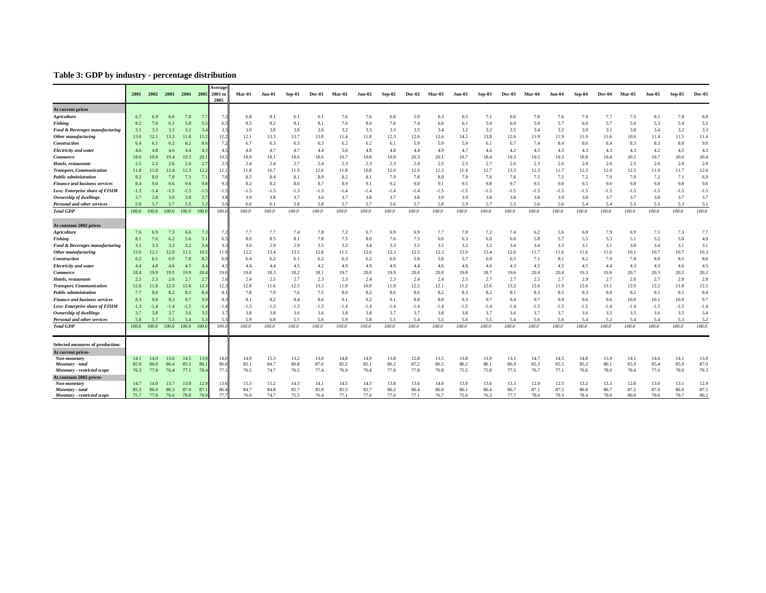## Table 3: GDP by industry - percentage distribution

| | 2001 | 2002 | 2003 | 2004 | 2005 | Average 2001 to 2005 | Mar-01 | Jun-01 | Sep-01 | Dec-01 | Mar-02 | Jun-02 | Sep-02 | Dec-02 | Mar-03 | Jun-03 | Sep-03 | Dec-03 | Mar-04 | Jun-04 | Sep-04 | Dec-04 | Mar-05 | Jun-05 | Sep-05 | Dec-05 |
|---|---|---|---|---|---|---|---|---|---|---|---|---|---|---|---|---|---|---|---|---|---|---|---|---|---|---|
| **At current prices** | | | | | | | | | | | | | | | | | | | | | | | | | | |
| ***Agriculture*** | 6.7 | 6.9 | 6.6 | 7.8 | 7.7 | 7.2 | 6.8 | 8.1 | 6.1 | 6.1 | 7.6 | 7.6 | 6.8 | 5.9 | 6.3 | 6.5 | 7.1 | 6.6 | 7.8 | 7.6 | 7.9 | 7.7 | 7.5 | 8.5 | 7.8 | 6.8 |
| ***Fishing*** | 8.2 | 7.6 | 6.1 | 5.8 | 5.5 | 6.5 | 8.5 | 8.2 | 8.1 | 8.1 | 7.6 | 8.0 | 7.6 | 7.4 | 6.6 | 6.1 | 5.9 | 6.0 | 5.9 | 5.7 | 6.0 | 5.7 | 5.6 | 5.3 | 5.4 | 5.5 |
| ***Food & Beverages manufacturing*** | 3.1 | 3.3 | 3.3 | 3.2 | 3.4 | 3.3 | 3.0 | 3.0 | 3.0 | 3.6 | 3.2 | 3.3 | 3.3 | 3.5 | 3.4 | 3.2 | 3.2 | 3.5 | 3.4 | 3.2 | 3.0 | 3.1 | 3.8 | 3.4 | 3.2 | 3.3 |
| ***Other manufacturing*** | 13.0 | 12.1 | 13.3 | 11.8 | 11.2 | 12.2 | 12.1 | 13.3 | 13.7 | 13.0 | 11.4 | 11.8 | 12.3 | 12.6 | 12.6 | 14.2 | 13.8 | 12.6 | 11.9 | 11.9 | 11.9 | 11.6 | 10.6 | 11.4 | 11.5 | 11.4 |
| ***Construction*** | 6.4 | 6.1 | 6.2 | 8.2 | 8.6 | 7.2 | 6.7 | 6.3 | 6.3 | 6.3 | 6.2 | 6.2 | 6.1 | 5.9 | 5.9 | 5.9 | 6.1 | 6.7 | 7.4 | 8.4 | 8.6 | 8.4 | 8.3 | 8.3 | 8.8 | 9.0 |
| ***Electricity and water*** | 4.6 | 4.8 | 4.6 | 4.4 | 4.3 | 4.5 | 4.8 | 4.7 | 4.7 | 4.4 | 5.0 | 4.8 | 4.8 | 4.4 | 4.9 | 4.7 | 4.6 | 4.2 | 4.5 | 4.3 | 4.3 | 4.3 | 4.3 | 4.2 | 4.5 | 4.3 |
| ***Commerce*** | 18.6 | 19.9 | 19.4 | 19.3 | 20.1 | 19.5 | 18.9 | 18.1 | 18.6 | 18.6 | 19.7 | 19.8 | 19.9 | 20.3 | 20.1 | 19.7 | 18.4 | 19.3 | 19.5 | 19.3 | 18.8 | 19.4 | 20.3 | 19.7 | 20.0 | 20.4 |
| ***Hotels, restaurants*** | 2.5 | 2.3 | 2.6 | 2.6 | 2.7 | 2.5 | 2.4 | 2.4 | 2.7 | 2.4 | 2.3 | 2.3 | 2.3 | 2.4 | 2.5 | 2.5 | 2.7 | 2.6 | 2.3 | 2.6 | 2.8 | 2.6 | 2.5 | 2.6 | 2.8 | 2.8 |
| ***Transport, Communication*** | 11.8 | 11.8 | 12.4 | 12.3 | 12.2 | 12.1 | 11.8 | 10.7 | 11.9 | 12.6 | 11.8 | 10.8 | 12.0 | 12.6 | 12.3 | 11.4 | 12.7 | 13.3 | 12.3 | 11.7 | 12.3 | 12.9 | 12.5 | 11.9 | 11.7 | 12.6 |
| ***Public administration*** | 8.2 | 8.0 | 7.8 | 7.3 | 7.1 | 7.6 | 8.5 | 8.4 | 8.1 | 8.0 | 8.2 | 8.1 | 7.9 | 7.8 | 8.0 | 7.9 | 7.6 | 7.6 | 7.5 | 7.5 | 7.2 | 7.0 | 7.0 | 7.2 | 7.1 | 6.9 |
| ***Finance and business services*** | 8.4 | 9.0 | 9.6 | 9.6 | 9.8 | 9.3 | 8.2 | 8.2 | 8.6 | 8.7 | 8.9 | 9.1 | 9.2 | 9.0 | 9.1 | 9.5 | 9.8 | 9.7 | 9.5 | 9.8 | 9.5 | 9.6 | 9.8 | 9.8 | 9.8 | 9.6 |
| ***Less: Enterprise share of FISIM*** | -1.3 | -1.4 | -1.5 | -1.5 | -1.5 | -1.5 | -1.3 | -1.3 | -1.3 | -1.3 | -1.4 | -1.4 | -1.4 | -1.4 | -1.5 | -1.5 | -1.5 | -1.5 | -1.5 | -1.5 | -1.5 | -1.5 | -1.5 | -1.5 | -1.5 | -1.5 |
| ***Ownership of dwellings*** | 3.7 | 3.8 | 3.9 | 3.8 | 3.7 | 3.8 | 3.9 | 3.8 | 3.7 | 3.6 | 3.7 | 3.8 | 3.7 | 3.8 | 3.9 | 3.9 | 3.8 | 3.8 | 3.8 | 3.9 | 3.8 | 3.7 | 3.7 | 3.8 | 3.7 | 3.7 |
| ***Personal and other services*** | 5.9 | 5.7 | 5.7 | 5.5 | 5.3 | 5.6 | 6.0 | 6.1 | 5.8 | 5.8 | 5.7 | 5.7 | 5.6 | 5.7 | 5.8 | 5.9 | 5.7 | 5.5 | 5.6 | 5.6 | 5.4 | 5.4 | 5.5 | 5.5 | 5.3 | 5.1 |
| ***Total GDP*** | 100.0 | 100.0 | 100.0 | 100.0 | 100.0 | 100.0 | *100.0* | *100.0* | *100.0* | *100.0* | *100.0* | *100.0* | *100.0* | *100.0* | *100.0* | *100.0* | *100.0* | *100.0* | *100.0* | *100.0* | *100.0* | *100.0* | *100.0* | *100.0* | *100.0* | *100.0* |
| **At constant 2002 prices** | | | | | | | | | | | | | | | | | | | | | | | | | | |
| ***Agriculture*** | 7.6 | 6.9 | 7.3 | 6.6 | 7.3 | 7.2 | 7.7 | 7.7 | 7.4 | 7.8 | 7.2 | 6.7 | 6.9 | 6.9 | 7.7 | 7.0 | 7.2 | 7.4 | 6.2 | 5.6 | 6.8 | 7.9 | 6.9 | 7.1 | 7.3 | 7.7 |
| ***Fishing*** | 8.1 | 7.6 | 6.2 | 5.6 | 5.1 | 6.5 | 8.0 | 8.5 | 8.1 | 7.8 | 7.5 | 8.0 | 7.6 | 7.5 | 6.6 | 6.3 | 6.0 | 6.0 | 5.8 | 5.7 | 5.5 | 5.3 | 5.1 | 5.2 | 5.0 | 4.9 |
| ***Food & Beverages manufacturing*** | 3.1 | 3.3 | 3.3 | 3.2 | 3.4 | 3.3 | 3.0 | 2.9 | 2.9 | 3.5 | 3.2 | 3.4 | 3.3 | 3.5 | 3.5 | 3.2 | 3.2 | 3.4 | 3.4 | 3.3 | 3.1 | 3.1 | 3.8 | 3.4 | 3.1 | 3.1 |
| ***Other manufacturing*** | 13.0 | 12.1 | 12.9 | 11.5 | 10.5 | 11.9 | 12.2 | 13.4 | 13.5 | 12.8 | 11.5 | 12.0 | 12.3 | 12.5 | 12.3 | 13.9 | 13.4 | 12.0 | 11.7 | 11.6 | 11.6 | 11.0 | 10.1 | 10.7 | 10.7 | 10.3 |
| ***Construction*** | 6.2 | 6.1 | 6.0 | 7.8 | 8.2 | 6.9 | 6.4 | 6.2 | 6.1 | 6.2 | 6.3 | 6.2 | 6.0 | 5.8 | 5.8 | 5.7 | 6.0 | 6.5 | 7.1 | 8.1 | 8.2 | 7.9 | 7.8 | 8.0 | 8.5 | 8.6 |
| ***Electricity and water*** | 4.4 | 4.8 | 4.6 | 4.5 | 4.4 | 4.5 | 4.4 | 4.4 | 4.5 | 4.2 | 4.9 | 4.9 | 4.9 | 4.4 | 4.6 | 4.8 | 4.6 | 4.3 | 4.5 | 4.5 | 4.5 | 4.4 | 4.3 | 4.3 | 4.6 | 4.5 |
| ***Commerce*** | 18.4 | 19.9 | 19.5 | 19.9 | 20.4 | 19.6 | 19.0 | 18.3 | 18.2 | 18.1 | 19.7 | 20.0 | 19.9 | 20.0 | 20.0 | 19.8 | 18.7 | 19.6 | 20.4 | 20.4 | 19.3 | 19.8 | 20.7 | 20.3 | 20.2 | 20.2 |
| ***Hotels, restaurants*** | 2.5 | 2.3 | 2.6 | 2.7 | 2.7 | 2.6 | 2.4 | 2.5 | 2.7 | 2.3 | 2.3 | 2.4 | 2.3 | 2.4 | 2.4 | 2.5 | 2.7 | 2.7 | 2.5 | 2.7 | 2.9 | 2.7 | 2.6 | 2.7 | 2.8 | 2.8 |
| ***Transport, Communication*** | 12.6 | 11.8 | 12.3 | 12.6 | 12.3 | 12.3 | 12.8 | 11.6 | 12.5 | 13.3 | 11.9 | 10.9 | 11.9 | 12.5 | 12.1 | 11.2 | 12.6 | 13.2 | 12.6 | 11.9 | 12.6 | 13.1 | 12.9 | 12.2 | 11.8 | 12.5 |
| ***Public administration*** | 7.7 | 8.0 | 8.2 | 8.3 | 8.4 | 8.1 | 7.8 | 7.9 | 7.6 | 7.5 | 8.0 | 8.2 | 8.0 | 8.0 | 8.2 | 8.3 | 8.2 | 8.1 | 8.3 | 8.5 | 8.3 | 8.0 | 8.2 | 8.5 | 8.5 | 8.4 |
| ***Finance and business services*** | 8.3 | 9.0 | 9.3 | 9.7 | 9.9 | 9.3 | 8.1 | 8.2 | 8.4 | 8.6 | 9.1 | 9.2 | 9.1 | 8.8 | 8.9 | 9.3 | 9.7 | 9.4 | 9.7 | 9.9 | 9.6 | 9.6 | 10.0 | 10.1 | 10.0 | 9.7 |
| ***Less: Enterprise share of FISIM*** | -1.3 | -1.4 | -1.4 | -1.5 | -1.4 | -1.4 | -1.3 | -1.3 | -1.3 | -1.3 | -1.4 | -1.4 | -1.4 | -1.4 | -1.4 | -1.5 | -1.4 | -1.4 | -1.5 | -1.5 | -1.5 | -1.4 | -1.4 | -1.5 | -1.5 | -1.4 |
| ***Ownership of dwellings*** | 3.7 | 3.8 | 3.7 | 3.6 | 3.5 | 3.7 | 3.8 | 3.8 | 3.6 | 3.6 | 3.8 | 3.8 | 3.7 | 3.7 | 3.8 | 3.8 | 3.7 | 3.6 | 3.7 | 3.7 | 3.6 | 3.5 | 3.5 | 3.6 | 3.5 | 3.4 |
| ***Personal and other services*** | 5.8 | 5.7 | 5.5 | 5.4 | 5.3 | 5.5 | 5.9 | 6.0 | 5.7 | 5.6 | 5.9 | 5.8 | 5.5 | 5.4 | 5.5 | 5.6 | 5.5 | 5.4 | 5.6 | 5.6 | 5.4 | 5.2 | 5.4 | 5.4 | 5.3 | 5.2 |
| ***Total GDP*** | 100.0 | 100.0 | 100.0 | 100.0 | 100.0 | 100.0 | *100.0* | *100.0* | *100.0* | *100.0* | *100.0* | *100.0* | *100.0* | *100.0* | *100.0* | *100.0* | *100.0* | *100.0* | *100.0* | *100.0* | *100.0* | *100.0* | *100.0* | *100.0* | *100.0* | *100.0* |
| **Selected measures of production:** | | | | | | | | | | | | | | | | | | | | | | | | | | |
| **At current prices-** | | | | | | | | | | | | | | | | | | | | | | | | | | |
| ***Non-monetary*** | 14.1 | 14.0 | 13.6 | 14.5 | 13.9 | 14.0 | 14.9 | 15.3 | 13.2 | 13.0 | 14.8 | 14.9 | 13.8 | 12.8 | 13.5 | 13.8 | 13.9 | 13.1 | 14.7 | 14.5 | 14.8 | 13.9 | 14.1 | 14.6 | 14.1 | 13.0 |
| ***Monetary - total*** | 85.9 | 86.0 | 86.4 | 85.5 | 86.1 | 86.0 | 85.1 | 84.7 | 86.8 | 87.0 | 85.2 | 85.1 | 86.2 | 87.2 | 86.5 | 86.2 | 86.1 | 86.9 | 85.3 | 85.5 | 85.2 | 86.1 | 85.9 | 85.4 | 85.9 | 87.0 |
| ***Monetary - restricted scope*** | 76.3 | 77.0 | 76.4 | 77.1 | 78.4 | 77.1 | 76.5 | 74.7 | 76.5 | 77.4 | 76.9 | 76.4 | 77.0 | 77.8 | 76.8 | 75.5 | 75.8 | 77.5 | 76.7 | 77.1 | 76.6 | 78.0 | 78.4 | 77.6 | 78.0 | 79.3 |
| **At constant 2002 prices-** | | | | | | | | | | | | | | | | | | | | | | | | | | |
| ***Non-monetary*** | 14.7 | 14.0 | 13.7 | 13.0 | 12.9 | 13.6 | 15.3 | 15.2 | 14.3 | 14.1 | 14.5 | 14.3 | 13.8 | 13.6 | 14.0 | 13.9 | 13.6 | 13.3 | 12.9 | 12.5 | 13.2 | 13.3 | 12.8 | 13.0 | 13.1 | 12.9 |
| ***Monetary - total*** | 85.3 | 86.0 | 86.3 | 87.0 | 87.1 | 86.4 | 84.7 | 84.8 | 85.7 | 85.9 | 85.5 | 85.7 | 86.2 | 86.4 | 86.0 | 86.1 | 86.4 | 86.7 | 87.1 | 87.5 | 86.8 | 86.7 | 87.2 | 87.0 | 86.9 | 87.1 |
| ***Monetary - restricted scope*** | 75.7 | 77.0 | 76.6 | 78.8 | 79.9 | 77.7 | 76.0 | 74.7 | 75.5 | 76.4 | 77.1 | 77.0 | 77.0 | 77.1 | 76.7 | 75.6 | 76.3 | 77.7 | 78.6 | 79.3 | 78.4 | 79.0 | 80.0 | 79.6 | 79.7 | 80.2 |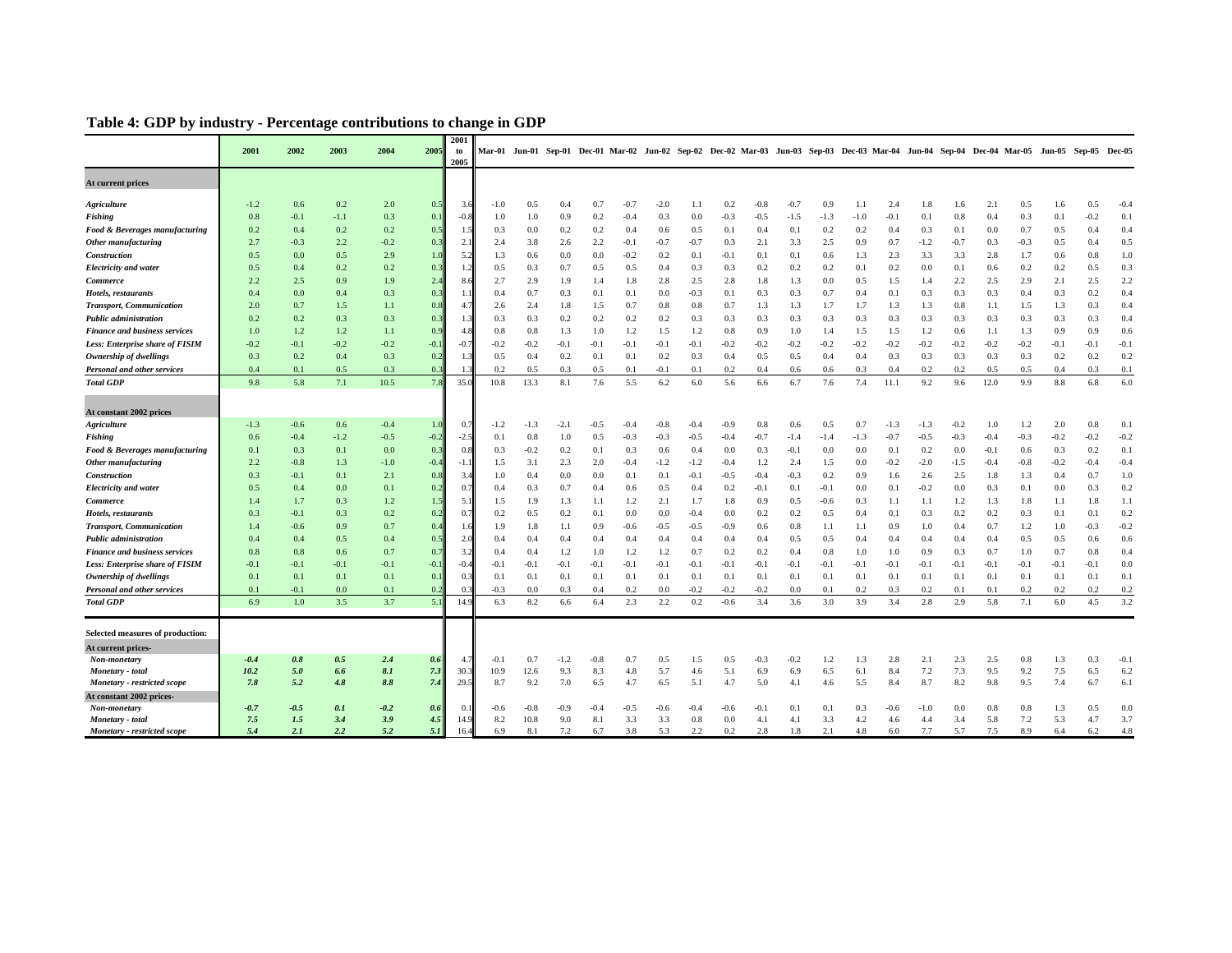## Table 4: GDP by industry - Percentage contributions to change in GDP

| | 2001 | 2002 | 2003 | 2004 | 2005 | 2001 to 2005 | Mar-01 | Jun-01 | Sep-01 | Dec-01 | Mar-02 | Jun-02 | Sep-02 | Dec-02 | Mar-03 | Jun-03 | Sep-03 | Dec-03 | Mar-04 | Jun-04 | Sep-04 | Dec-04 | Mar-05 | Jun-05 | Sep-05 | Dec-05 |
|---|---|---|---|---|---|---|---|---|---|---|---|---|---|---|---|---|---|---|---|---|---|---|---|---|---|---|
| **At current prices** | | | | | | | | | | | | | | | | | | | | | | | | | | |
| ***Agriculture*** | -1.2 | 0.6 | 0.2 | 2.0 | 0.5 | 3.6 | -1.0 | 0.5 | 0.4 | 0.7 | -0.7 | -2.0 | 1.1 | 0.2 | -0.8 | -0.7 | 0.9 | 1.1 | 2.4 | 1.8 | 1.6 | 2.1 | 0.5 | 1.6 | 0.5 | -0.4 |
| ***Fishing*** | 0.8 | -0.1 | -1.1 | 0.3 | 0.1 | -0.8 | 1.0 | 1.0 | 0.9 | 0.2 | -0.4 | 0.3 | 0.0 | -0.3 | -0.5 | -1.5 | -1.3 | -1.0 | -0.1 | 0.1 | 0.8 | 0.4 | 0.3 | 0.1 | -0.2 | 0.1 |
| ***Food & Beverages manufacturing*** | 0.2 | 0.4 | 0.2 | 0.2 | 0.5 | 1.5 | 0.3 | 0.0 | 0.2 | 0.2 | 0.4 | 0.6 | 0.5 | 0.1 | 0.4 | 0.1 | 0.2 | 0.2 | 0.4 | 0.3 | 0.1 | 0.0 | 0.7 | 0.5 | 0.4 | 0.4 |
| ***Other manufacturing*** | 2.7 | -0.3 | 2.2 | -0.2 | 0.3 | 2.1 | 2.4 | 3.8 | 2.6 | 2.2 | -0.1 | -0.7 | -0.7 | 0.3 | 2.1 | 3.3 | 2.5 | 0.9 | 0.7 | -1.2 | -0.7 | 0.3 | -0.3 | 0.5 | 0.4 | 0.5 |
| ***Construction*** | 0.5 | 0.0 | 0.5 | 2.9 | 1.0 | 5.2 | 1.3 | 0.6 | 0.0 | 0.0 | -0.2 | 0.2 | 0.1 | -0.1 | 0.1 | 0.1 | 0.6 | 1.3 | 2.3 | 3.3 | 3.3 | 2.8 | 1.7 | 0.6 | 0.8 | 1.0 |
| ***Electricity and water*** | 0.5 | 0.4 | 0.2 | 0.2 | 0.3 | 1.2 | 0.5 | 0.3 | 0.7 | 0.5 | 0.5 | 0.4 | 0.3 | 0.3 | 0.2 | 0.2 | 0.2 | 0.1 | 0.2 | 0.0 | 0.1 | 0.6 | 0.2 | 0.2 | 0.5 | 0.3 |
| ***Commerce*** | 2.2 | 2.5 | 0.9 | 1.9 | 2.4 | 8.6 | 2.7 | 2.9 | 1.9 | 1.4 | 1.8 | 2.8 | 2.5 | 2.8 | 1.8 | 1.3 | 0.0 | 0.5 | 1.5 | 1.4 | 2.2 | 2.5 | 2.9 | 2.1 | 2.5 | 2.2 |
| ***Hotels, restaurants*** | 0.4 | 0.0 | 0.4 | 0.3 | 0.3 | 1.1 | 0.4 | 0.7 | 0.3 | 0.1 | 0.1 | 0.0 | -0.3 | 0.1 | 0.3 | 0.3 | 0.7 | 0.4 | 0.1 | 0.3 | 0.3 | 0.3 | 0.4 | 0.3 | 0.2 | 0.4 |
| ***Transport, Communication*** | 2.0 | 0.7 | 1.5 | 1.1 | 0.8 | 4.7 | 2.6 | 2.4 | 1.8 | 1.5 | 0.7 | 0.8 | 0.8 | 0.7 | 1.3 | 1.3 | 1.7 | 1.7 | 1.3 | 1.3 | 0.8 | 1.1 | 1.5 | 1.3 | 0.3 | 0.4 |
| ***Public administration*** | 0.2 | 0.2 | 0.3 | 0.3 | 0.3 | 1.3 | 0.3 | 0.3 | 0.2 | 0.2 | 0.2 | 0.2 | 0.3 | 0.3 | 0.3 | 0.3 | 0.3 | 0.3 | 0.3 | 0.3 | 0.3 | 0.3 | 0.3 | 0.3 | 0.3 | 0.4 |
| ***Finance and business services*** | 1.0 | 1.2 | 1.2 | 1.1 | 0.9 | 4.8 | 0.8 | 0.8 | 1.3 | 1.0 | 1.2 | 1.5 | 1.2 | 0.8 | 0.9 | 1.0 | 1.4 | 1.5 | 1.5 | 1.2 | 0.6 | 1.1 | 1.3 | 0.9 | 0.9 | 0.6 |
| ***Less: Enterprise share of FISIM*** | -0.2 | -0.1 | -0.2 | -0.2 | -0.1 | -0.7 | -0.2 | -0.2 | -0.1 | -0.1 | -0.1 | -0.1 | -0.1 | -0.2 | -0.2 | -0.2 | -0.2 | -0.2 | -0.2 | -0.2 | -0.2 | -0.2 | -0.2 | -0.1 | -0.1 | -0.1 |
| ***Ownership of dwellings*** | 0.3 | 0.2 | 0.4 | 0.3 | 0.2 | 1.3 | 0.5 | 0.4 | 0.2 | 0.1 | 0.1 | 0.2 | 0.3 | 0.4 | 0.5 | 0.5 | 0.4 | 0.4 | 0.3 | 0.3 | 0.3 | 0.3 | 0.3 | 0.2 | 0.2 | 0.2 |
| ***Personal and other services*** | 0.4 | 0.1 | 0.5 | 0.3 | 0.3 | 1.3 | 0.2 | 0.5 | 0.3 | 0.5 | 0.1 | -0.1 | 0.1 | 0.2 | 0.4 | 0.6 | 0.6 | 0.3 | 0.4 | 0.2 | 0.2 | 0.5 | 0.5 | 0.4 | 0.3 | 0.1 |
| ***Total GDP*** | 9.8 | 5.8 | 7.1 | 10.5 | 7.8 | 35.0 | 10.8 | 13.3 | 8.1 | 7.6 | 5.5 | 6.2 | 6.0 | 5.6 | 6.6 | 6.7 | 7.6 | 7.4 | 11.1 | 9.2 | 9.6 | 12.0 | 9.9 | 8.8 | 6.8 | 6.0 |
| **At constant 2002 prices** | | | | | | | | | | | | | | | | | | | | | | | | | | |
| ***Agriculture*** | -1.3 | -0.6 | 0.6 | -0.4 | 1.0 | 0.7 | -1.2 | -1.3 | -2.1 | -0.5 | -0.4 | -0.8 | -0.4 | -0.9 | 0.8 | 0.6 | 0.5 | 0.7 | -1.3 | -1.3 | -0.2 | 1.0 | 1.2 | 2.0 | 0.8 | 0.1 |
| ***Fishing*** | 0.6 | -0.4 | -1.2 | -0.5 | -0.2 | -2.5 | 0.1 | 0.8 | 1.0 | 0.5 | -0.3 | -0.3 | -0.5 | -0.4 | -0.7 | -1.4 | -1.4 | -1.3 | -0.7 | -0.5 | -0.3 | -0.4 | -0.3 | -0.2 | -0.2 | -0.2 |
| ***Food & Beverages manufacturing*** | 0.1 | 0.3 | 0.1 | 0.0 | 0.3 | 0.8 | 0.3 | -0.2 | 0.2 | 0.1 | 0.3 | 0.6 | 0.4 | 0.0 | 0.3 | -0.1 | 0.0 | 0.0 | 0.1 | 0.2 | 0.0 | -0.1 | 0.6 | 0.3 | 0.2 | 0.1 |
| ***Other manufacturing*** | 2.2 | -0.8 | 1.3 | -1.0 | -0.4 | -1.1 | 1.5 | 3.1 | 2.3 | 2.0 | -0.4 | -1.2 | -1.2 | -0.4 | 1.2 | 2.4 | 1.5 | 0.0 | -0.2 | -2.0 | -1.5 | -0.4 | -0.8 | -0.2 | -0.4 | -0.4 |
| ***Construction*** | 0.3 | -0.1 | 0.1 | 2.1 | 0.8 | 3.4 | 1.0 | 0.4 | 0.0 | 0.0 | 0.1 | 0.1 | -0.1 | -0.5 | -0.4 | -0.3 | 0.2 | 0.9 | 1.6 | 2.6 | 2.5 | 1.8 | 1.3 | 0.4 | 0.7 | 1.0 |
| ***Electricity and water*** | 0.5 | 0.4 | 0.0 | 0.1 | 0.2 | 0.7 | 0.4 | 0.3 | 0.7 | 0.4 | 0.6 | 0.5 | 0.4 | 0.2 | -0.1 | 0.1 | -0.1 | 0.0 | 0.1 | -0.2 | 0.0 | 0.3 | 0.1 | 0.0 | 0.3 | 0.2 |
| ***Commerce*** | 1.4 | 1.7 | 0.3 | 1.2 | 1.5 | 5.1 | 1.5 | 1.9 | 1.3 | 1.1 | 1.2 | 2.1 | 1.7 | 1.8 | 0.9 | 0.5 | -0.6 | 0.3 | 1.1 | 1.1 | 1.2 | 1.3 | 1.8 | 1.1 | 1.8 | 1.1 |
| ***Hotels, restaurants*** | 0.3 | -0.1 | 0.3 | 0.2 | 0.2 | 0.7 | 0.2 | 0.5 | 0.2 | 0.1 | 0.0 | 0.0 | -0.4 | 0.0 | 0.2 | 0.2 | 0.5 | 0.4 | 0.1 | 0.3 | 0.2 | 0.2 | 0.3 | 0.1 | 0.1 | 0.2 |
| ***Transport, Communication*** | 1.4 | -0.6 | 0.9 | 0.7 | 0.4 | 1.6 | 1.9 | 1.8 | 1.1 | 0.9 | -0.6 | -0.5 | -0.5 | -0.9 | 0.6 | 0.8 | 1.1 | 1.1 | 0.9 | 1.0 | 0.4 | 0.7 | 1.2 | 1.0 | -0.3 | -0.2 |
| ***Public administration*** | 0.4 | 0.4 | 0.5 | 0.4 | 0.5 | 2.0 | 0.4 | 0.4 | 0.4 | 0.4 | 0.4 | 0.4 | 0.4 | 0.4 | 0.4 | 0.5 | 0.5 | 0.4 | 0.4 | 0.4 | 0.4 | 0.4 | 0.5 | 0.5 | 0.6 | 0.6 |
| ***Finance and business services*** | 0.8 | 0.8 | 0.6 | 0.7 | 0.7 | 3.2 | 0.4 | 0.4 | 1.2 | 1.0 | 1.2 | 1.2 | 0.7 | 0.2 | 0.2 | 0.4 | 0.8 | 1.0 | 1.0 | 0.9 | 0.3 | 0.7 | 1.0 | 0.7 | 0.8 | 0.4 |
| ***Less: Enterprise share of FISIM*** | -0.1 | -0.1 | -0.1 | -0.1 | -0.1 | -0.4 | -0.1 | -0.1 | -0.1 | -0.1 | -0.1 | -0.1 | -0.1 | -0.1 | -0.1 | -0.1 | -0.1 | -0.1 | -0.1 | -0.1 | -0.1 | -0.1 | -0.1 | -0.1 | -0.1 | 0.0 |
| ***Ownership of dwellings*** | 0.1 | 0.1 | 0.1 | 0.1 | 0.1 | 0.3 | 0.1 | 0.1 | 0.1 | 0.1 | 0.1 | 0.1 | 0.1 | 0.1 | 0.1 | 0.1 | 0.1 | 0.1 | 0.1 | 0.1 | 0.1 | 0.1 | 0.1 | 0.1 | 0.1 | 0.1 |
| ***Personal and other services*** | 0.1 | -0.1 | 0.0 | 0.1 | 0.2 | 0.3 | -0.3 | 0.0 | 0.3 | 0.4 | 0.2 | 0.0 | -0.2 | -0.2 | -0.2 | 0.0 | 0.1 | 0.2 | 0.3 | 0.2 | 0.1 | 0.1 | 0.2 | 0.2 | 0.2 | 0.2 |
| ***Total GDP*** | 6.9 | 1.0 | 3.5 | 3.7 | 5.1 | 14.9 | 6.3 | 8.2 | 6.6 | 6.4 | 2.3 | 2.2 | 0.2 | -0.6 | 3.4 | 3.6 | 3.0 | 3.9 | 3.4 | 2.8 | 2.9 | 5.8 | 7.1 | 6.0 | 4.5 | 3.2 |
| **Selected measures of production:** | | | | | | | | | | | | | | | | | | | | | | | | | | |
| **At current prices-** | | | | | | | | | | | | | | | | | | | | | | | | | | |
| ***Non-monetary*** | ***-0.4*** | ***0.8*** | ***0.5*** | ***2.4*** | ***0.6*** | 4.7 | -0.1 | 0.7 | -1.2 | -0.8 | 0.7 | 0.5 | 1.5 | 0.5 | -0.3 | -0.2 | 1.2 | 1.3 | 2.8 | 2.1 | 2.3 | 2.5 | 0.8 | 1.3 | 0.3 | -0.1 |
| ***Monetary - total*** | ***10.2*** | ***5.0*** | ***6.6*** | ***8.1*** | ***7.3*** | 30.3 | 10.9 | 12.6 | 9.3 | 8.3 | 4.8 | 5.7 | 4.6 | 5.1 | 6.9 | 6.9 | 6.5 | 6.1 | 8.4 | 7.2 | 7.3 | 9.5 | 9.2 | 7.5 | 6.5 | 6.2 |
| ***Monetary - restricted scope*** | ***7.8*** | ***5.2*** | ***4.8*** | ***8.8*** | ***7.4*** | 29.5 | 8.7 | 9.2 | 7.0 | 6.5 | 4.7 | 6.5 | 5.1 | 4.7 | 5.0 | 4.1 | 4.6 | 5.5 | 8.4 | 8.7 | 8.2 | 9.8 | 9.5 | 7.4 | 6.7 | 6.1 |
| **At constant 2002 prices-** | | | | | | | | | | | | | | | | | | | | | | | | | | |
| ***Non-monetary*** | ***-0.7*** | ***-0.5*** | ***0.1*** | ***-0.2*** | ***0.6*** | 0.1 | -0.6 | -0.8 | -0.9 | -0.4 | -0.5 | -0.6 | -0.4 | -0.6 | -0.1 | 0.1 | 0.1 | 0.3 | -0.6 | -1.0 | 0.0 | 0.8 | 0.8 | 1.3 | 0.5 | 0.0 |
| ***Monetary - total*** | ***7.5*** | ***1.5*** | ***3.4*** | ***3.9*** | ***4.5*** | 14.9 | 8.2 | 10.8 | 9.0 | 8.1 | 3.3 | 3.3 | 0.8 | 0.0 | 4.1 | 4.1 | 3.3 | 4.2 | 4.6 | 4.4 | 3.4 | 5.8 | 7.2 | 5.3 | 4.7 | 3.7 |
| ***Monetary - restricted scope*** | ***5.4*** | ***2.1*** | ***2.2*** | ***5.2*** | ***5.1*** | 16.4 | 6.9 | 8.1 | 7.2 | 6.7 | 3.8 | 5.3 | 2.2 | 0.2 | 2.8 | 1.8 | 2.1 | 4.8 | 6.0 | 7.7 | 5.7 | 7.5 | 8.9 | 6.4 | 6.2 | 4.8 |